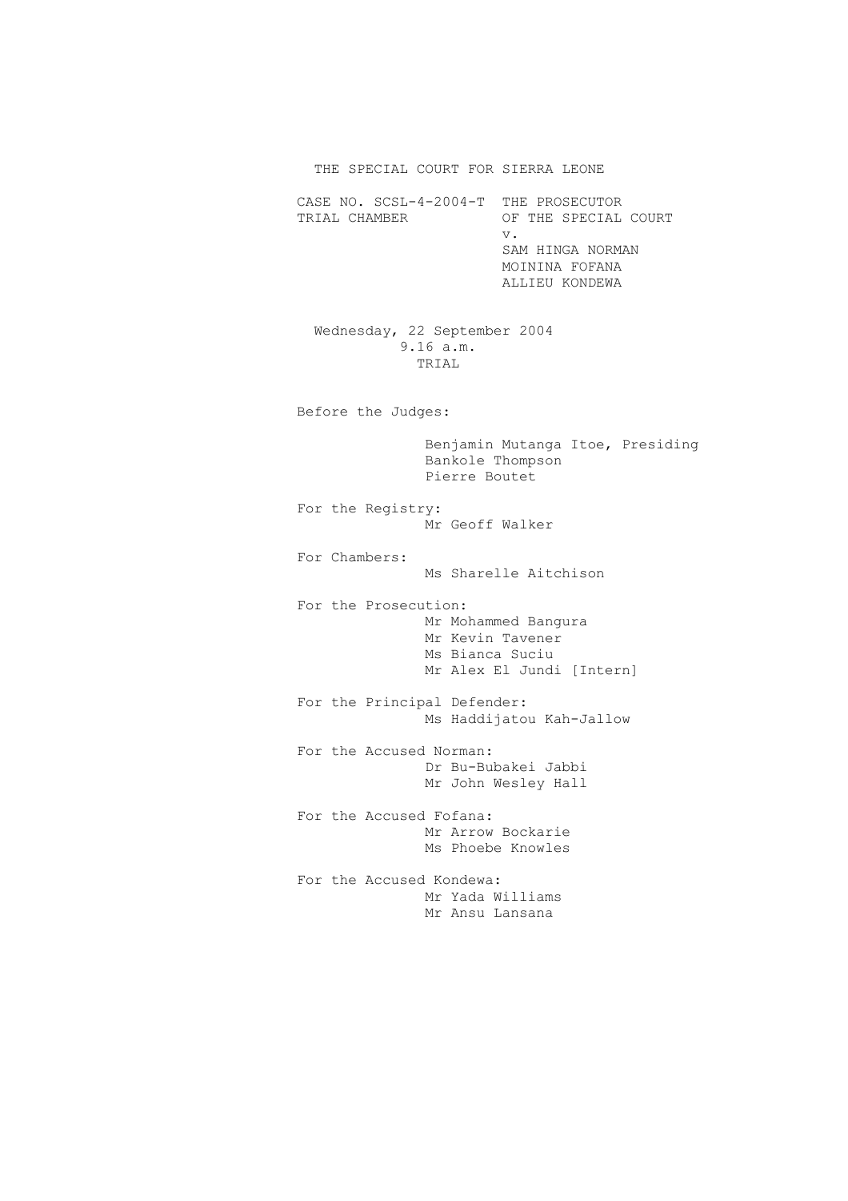THE SPECIAL COURT FOR SIERRA LEONE

CASE NO. SCSL-4-2004-T THE PROSECUTOR
TRIAL CHAMBER OF THE SPECIAL COURT
v.
SAM HINGA NORMAN
MOININA FOFANA
ALLIEU KONDEWA

Wednesday, 22 September 2004
9.16 a.m.
TRIAL

Before the Judges:

Benjamin Mutanga Itoe, Presiding
Bankole Thompson
Pierre Boutet

For the Registry:
Mr Geoff Walker

For Chambers:
Ms Sharelle Aitchison

For the Prosecution:
Mr Mohammed Bangura
Mr Kevin Tavener
Ms Bianca Suciu
Mr Alex El Jundi [Intern]

For the Principal Defender:
Ms Haddijatou Kah-Jallow

For the Accused Norman:
Dr Bu-Bubakei Jabbi
Mr John Wesley Hall

For the Accused Fofana:
Mr Arrow Bockarie
Ms Phoebe Knowles

For the Accused Kondewa:
Mr Yada Williams
Mr Ansu Lansana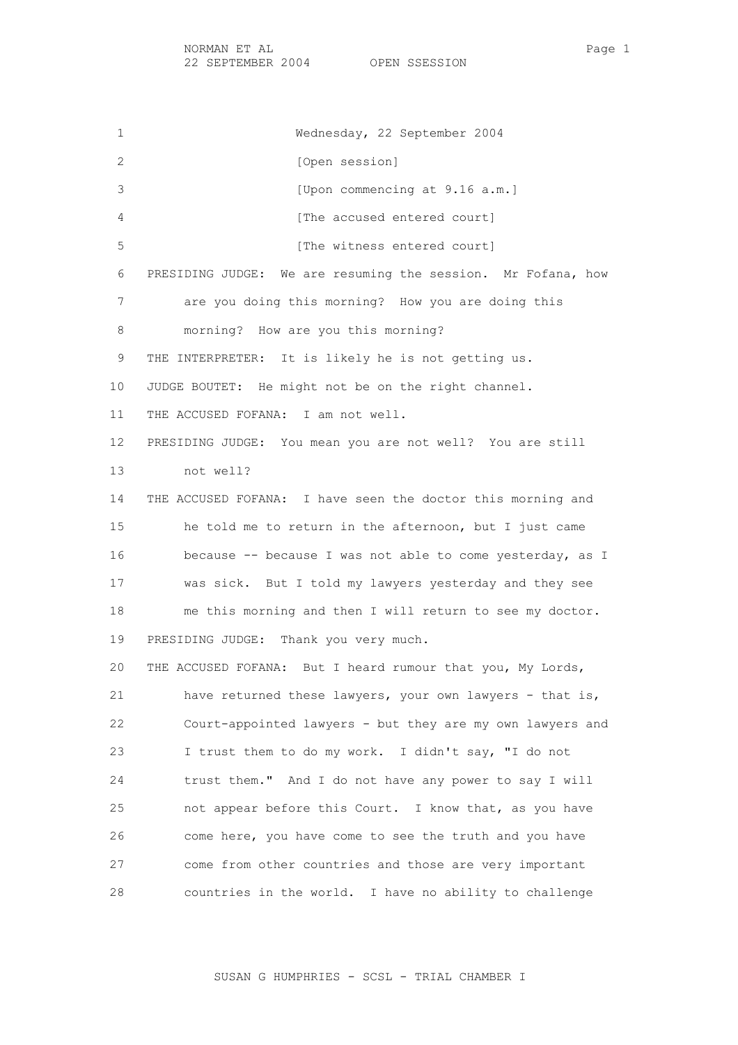Wednesday, 22 September 2004

[Open session]

[Upon commencing at 9.16 a.m.]

[The accused entered court]

[The witness entered court]

PRESIDING JUDGE: We are resuming the session. Mr Fofana, how are you doing this morning? How you are doing this morning? How are you this morning?

THE INTERPRETER: It is likely he is not getting us.

JUDGE BOUTET: He might not be on the right channel.

THE ACCUSED FOFANA: I am not well.

PRESIDING JUDGE: You mean you are not well? You are still not well?

THE ACCUSED FOFANA: I have seen the doctor this morning and he told me to return in the afternoon, but I just came because -- because I was not able to come yesterday, as I was sick. But I told my lawyers yesterday and they see me this morning and then I will return to see my doctor.

PRESIDING JUDGE: Thank you very much.

THE ACCUSED FOFANA: But I heard rumour that you, My Lords, have returned these lawyers, your own lawyers - that is, Court-appointed lawyers - but they are my own lawyers and I trust them to do my work. I didn't say, "I do not trust them." And I do not have any power to say I will not appear before this Court. I know that, as you have come here, you have come to see the truth and you have come from other countries and those are very important countries in the world. I have no ability to challenge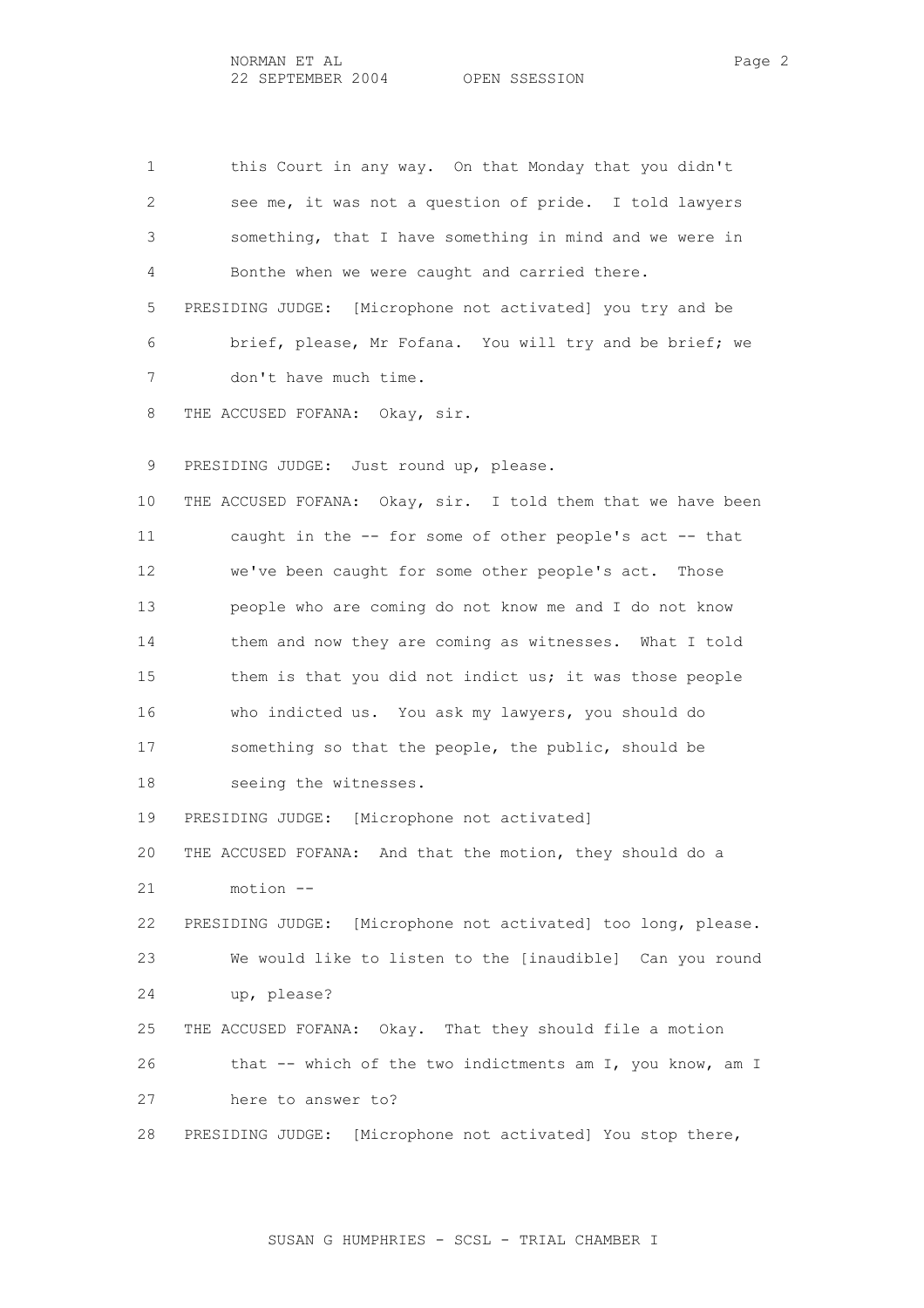1 this Court in any way. On that Monday that you didn't
2 see me, it was not a question of pride. I told lawyers
3 something, that I have something in mind and we were in
4 Bonthe when we were caught and carried there.
5 PRESIDING JUDGE: [Microphone not activated] you try and be
6 brief, please, Mr Fofana. You will try and be brief; we
7 don't have much time.
8 THE ACCUSED FOFANA: Okay, sir.
9 PRESIDING JUDGE: Just round up, please.
10 THE ACCUSED FOFANA: Okay, sir. I told them that we have been
11 caught in the -- for some of other people's act -- that
12 we've been caught for some other people's act. Those
13 people who are coming do not know me and I do not know
14 them and now they are coming as witnesses. What I told
15 them is that you did not indict us; it was those people
16 who indicted us. You ask my lawyers, you should do
17 something so that the people, the public, should be
18 seeing the witnesses.
19 PRESIDING JUDGE: [Microphone not activated]
20 THE ACCUSED FOFANA: And that the motion, they should do a
21 motion --
22 PRESIDING JUDGE: [Microphone not activated] too long, please.
23 We would like to listen to the [inaudible] Can you round
24 up, please?
25 THE ACCUSED FOFANA: Okay. That they should file a motion
26 that -- which of the two indictments am I, you know, am I
27 here to answer to?
28 PRESIDING JUDGE: [Microphone not activated] You stop there,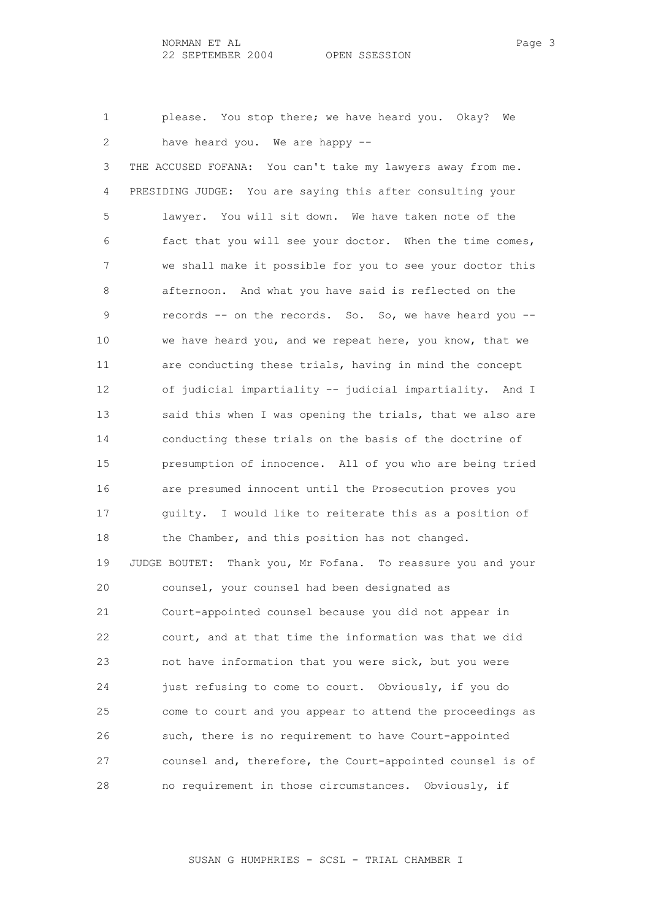please. You stop there; we have heard you. Okay? We have heard you. We are happy --

THE ACCUSED FOFANA: You can't take my lawyers away from me.

PRESIDING JUDGE: You are saying this after consulting your lawyer. You will sit down. We have taken note of the fact that you will see your doctor. When the time comes, we shall make it possible for you to see your doctor this afternoon. And what you have said is reflected on the records -- on the records. So. So, we have heard you -- we have heard you, and we repeat here, you know, that we are conducting these trials, having in mind the concept of judicial impartiality -- judicial impartiality. And I said this when I was opening the trials, that we also are conducting these trials on the basis of the doctrine of presumption of innocence. All of you who are being tried are presumed innocent until the Prosecution proves you guilty. I would like to reiterate this as a position of the Chamber, and this position has not changed.

JUDGE BOUTET: Thank you, Mr Fofana. To reassure you and your counsel, your counsel had been designated as Court-appointed counsel because you did not appear in court, and at that time the information was that we did not have information that you were sick, but you were just refusing to come to court. Obviously, if you do come to court and you appear to attend the proceedings as such, there is no requirement to have Court-appointed counsel and, therefore, the Court-appointed counsel is of no requirement in those circumstances. Obviously, if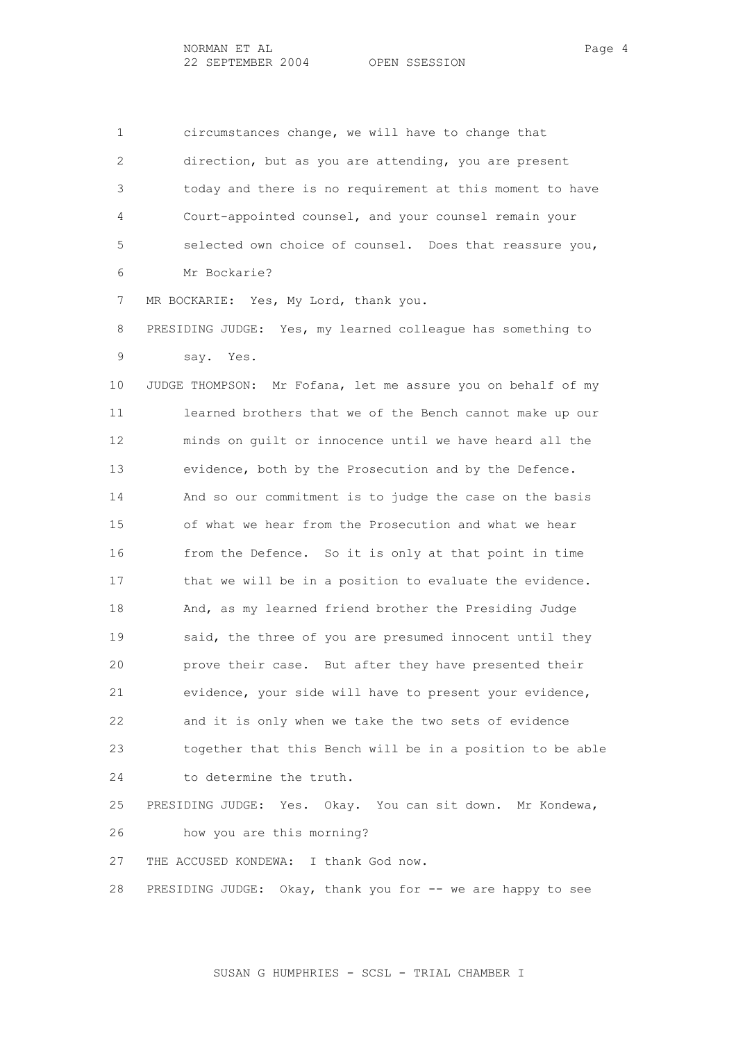circumstances change, we will have to change that direction, but as you are attending, you are present today and there is no requirement at this moment to have Court-appointed counsel, and your counsel remain your selected own choice of counsel. Does that reassure you, Mr Bockarie?

MR BOCKARIE: Yes, My Lord, thank you.

PRESIDING JUDGE: Yes, my learned colleague has something to say. Yes.

JUDGE THOMPSON: Mr Fofana, let me assure you on behalf of my learned brothers that we of the Bench cannot make up our minds on guilt or innocence until we have heard all the evidence, both by the Prosecution and by the Defence. And so our commitment is to judge the case on the basis of what we hear from the Prosecution and what we hear from the Defence. So it is only at that point in time that we will be in a position to evaluate the evidence. And, as my learned friend brother the Presiding Judge said, the three of you are presumed innocent until they prove their case. But after they have presented their evidence, your side will have to present your evidence, and it is only when we take the two sets of evidence together that this Bench will be in a position to be able to determine the truth.

PRESIDING JUDGE: Yes. Okay. You can sit down. Mr Kondewa, how you are this morning?

THE ACCUSED KONDEWA: I thank God now.

PRESIDING JUDGE: Okay, thank you for -- we are happy to see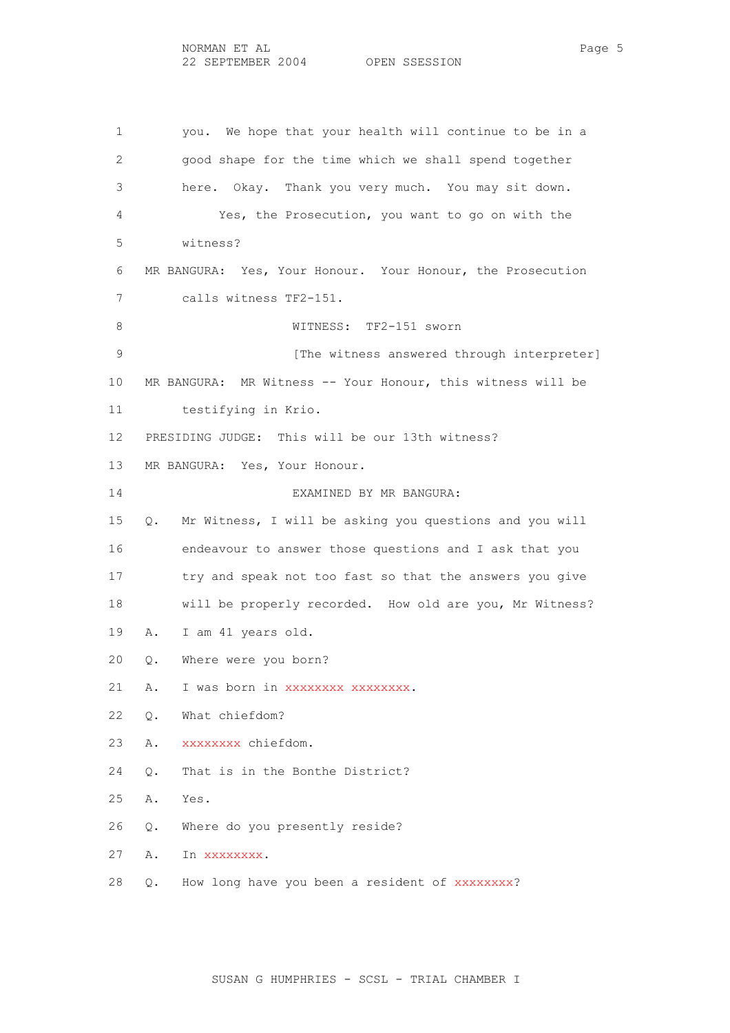you. We hope that your health will continue to be in a good shape for the time which we shall spend together here. Okay. Thank you very much. You may sit down.

Yes, the Prosecution, you want to go on with the witness?

MR BANGURA: Yes, Your Honour. Your Honour, the Prosecution calls witness TF2-151.

WITNESS: TF2-151 sworn

[The witness answered through interpreter]

MR BANGURA: MR Witness -- Your Honour, this witness will be testifying in Krio.

PRESIDING JUDGE: This will be our 13th witness?

MR BANGURA: Yes, Your Honour.

EXAMINED BY MR BANGURA:

Q. Mr Witness, I will be asking you questions and you will endeavour to answer those questions and I ask that you try and speak not too fast so that the answers you give will be properly recorded. How old are you, Mr Witness?

A. I am 41 years old.

Q. Where were you born?

A. I was born in xxxxxxxx xxxxxxxx.

Q. What chiefdom?

A. xxxxxxxx chiefdom.

Q. That is in the Bonthe District?

A. Yes.

Q. Where do you presently reside?

A. In xxxxxxxx.

Q. How long have you been a resident of xxxxxxxx?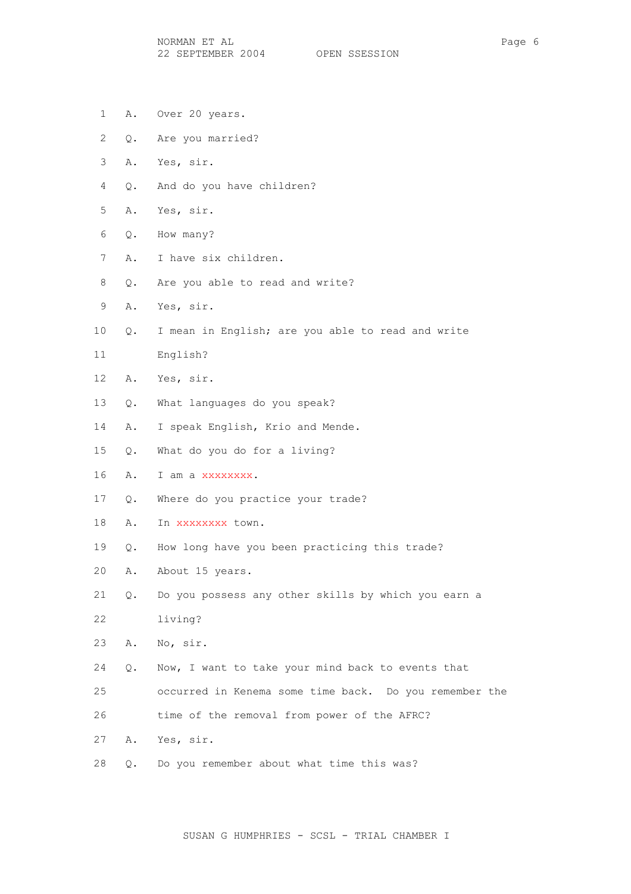1 A. Over 20 years.

2 Q. Are you married?

3 A. Yes, sir.

4 Q. And do you have children?

5 A. Yes, sir.

6 Q. How many?

7 A. I have six children.

8 Q. Are you able to read and write?

9 A. Yes, sir.

10 Q. I mean in English; are you able to read and write

11 English?

12 A. Yes, sir.

13 Q. What languages do you speak?

14 A. I speak English, Krio and Mende.

15 Q. What do you do for a living?

16 A. I am a xxxxxxxx.

17 Q. Where do you practice your trade?

18 A. In xxxxxxxx town.

19 Q. How long have you been practicing this trade?

20 A. About 15 years.

21 Q. Do you possess any other skills by which you earn a

22 living?

23 A. No, sir.

24 Q. Now, I want to take your mind back to events that

25 occurred in Kenema some time back. Do you remember the

26 time of the removal from power of the AFRC?

27 A. Yes, sir.

28 Q. Do you remember about what time this was?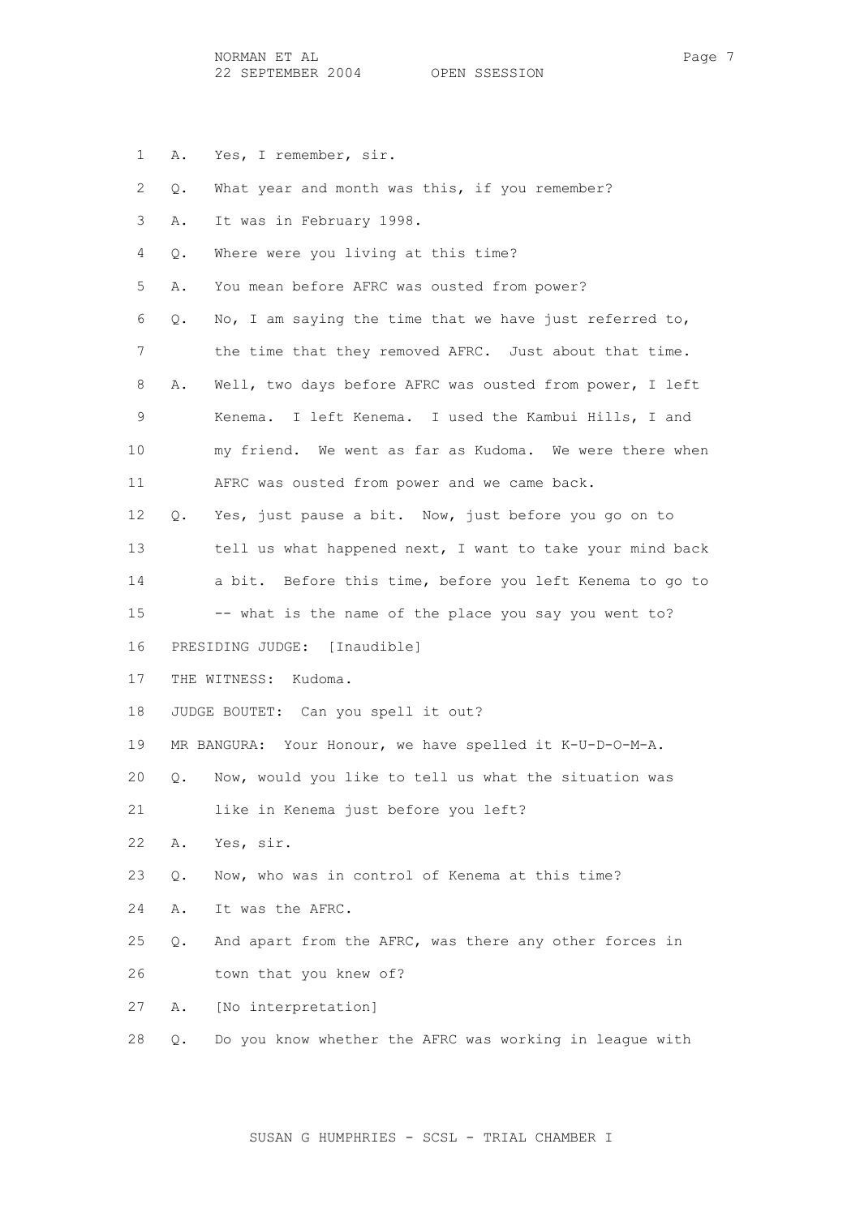1 A. Yes, I remember, sir.

2 Q. What year and month was this, if you remember?

3 A. It was in February 1998.

4 Q. Where were you living at this time?

5 A. You mean before AFRC was ousted from power?

6 Q. No, I am saying the time that we have just referred to,

7 the time that they removed AFRC. Just about that time.

8 A. Well, two days before AFRC was ousted from power, I left

9 Kenema. I left Kenema. I used the Kambui Hills, I and

10 my friend. We went as far as Kudoma. We were there when

11 AFRC was ousted from power and we came back.

12 Q. Yes, just pause a bit. Now, just before you go on to

13 tell us what happened next, I want to take your mind back

14 a bit. Before this time, before you left Kenema to go to

15 -- what is the name of the place you say you went to?

16 PRESIDING JUDGE: [Inaudible]

17 THE WITNESS: Kudoma.

18 JUDGE BOUTET: Can you spell it out?

19 MR BANGURA: Your Honour, we have spelled it K-U-D-O-M-A.

20 Q. Now, would you like to tell us what the situation was

21 like in Kenema just before you left?

22 A. Yes, sir.

23 Q. Now, who was in control of Kenema at this time?

24 A. It was the AFRC.

25 Q. And apart from the AFRC, was there any other forces in

26 town that you knew of?

27 A. [No interpretation]

28 Q. Do you know whether the AFRC was working in league with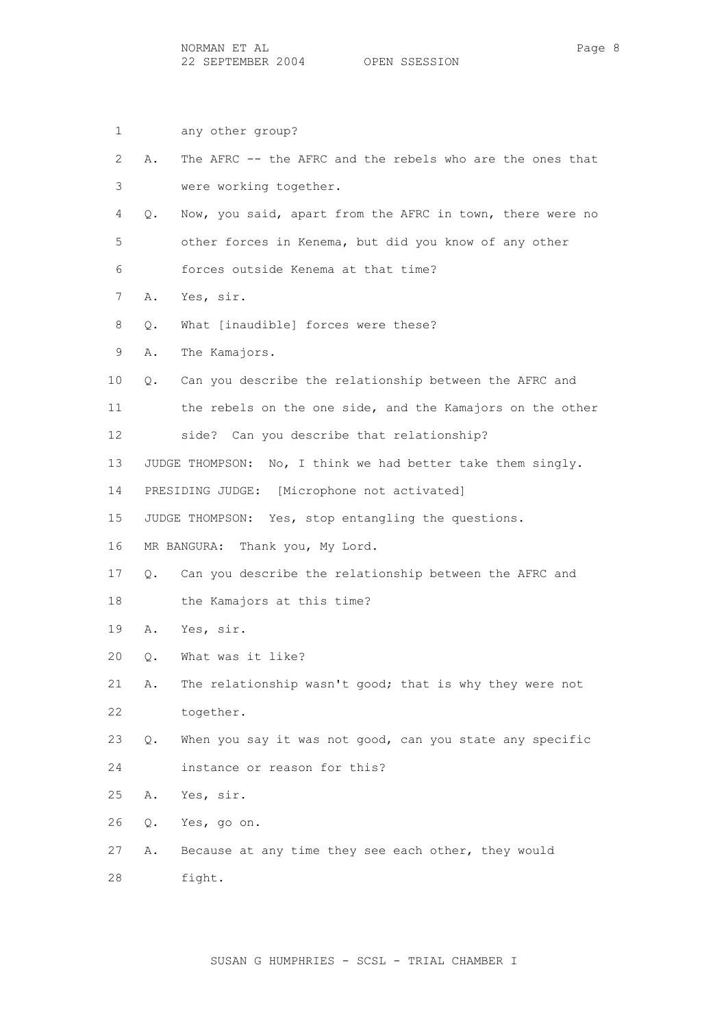1 any other group?

2 A. The AFRC -- the AFRC and the rebels who are the ones that

3 were working together.

4 Q. Now, you said, apart from the AFRC in town, there were no

5 other forces in Kenema, but did you know of any other

6 forces outside Kenema at that time?

7 A. Yes, sir.

8 Q. What [inaudible] forces were these?

9 A. The Kamajors.

10 Q. Can you describe the relationship between the AFRC and

11 the rebels on the one side, and the Kamajors on the other

12 side? Can you describe that relationship?

13 JUDGE THOMPSON: No, I think we had better take them singly.

14 PRESIDING JUDGE: [Microphone not activated]

15 JUDGE THOMPSON: Yes, stop entangling the questions.

16 MR BANGURA: Thank you, My Lord.

17 Q. Can you describe the relationship between the AFRC and

18 the Kamajors at this time?

19 A. Yes, sir.

20 Q. What was it like?

21 A. The relationship wasn't good; that is why they were not

22 together.

23 Q. When you say it was not good, can you state any specific

24 instance or reason for this?

25 A. Yes, sir.

26 Q. Yes, go on.

27 A. Because at any time they see each other, they would

28 fight.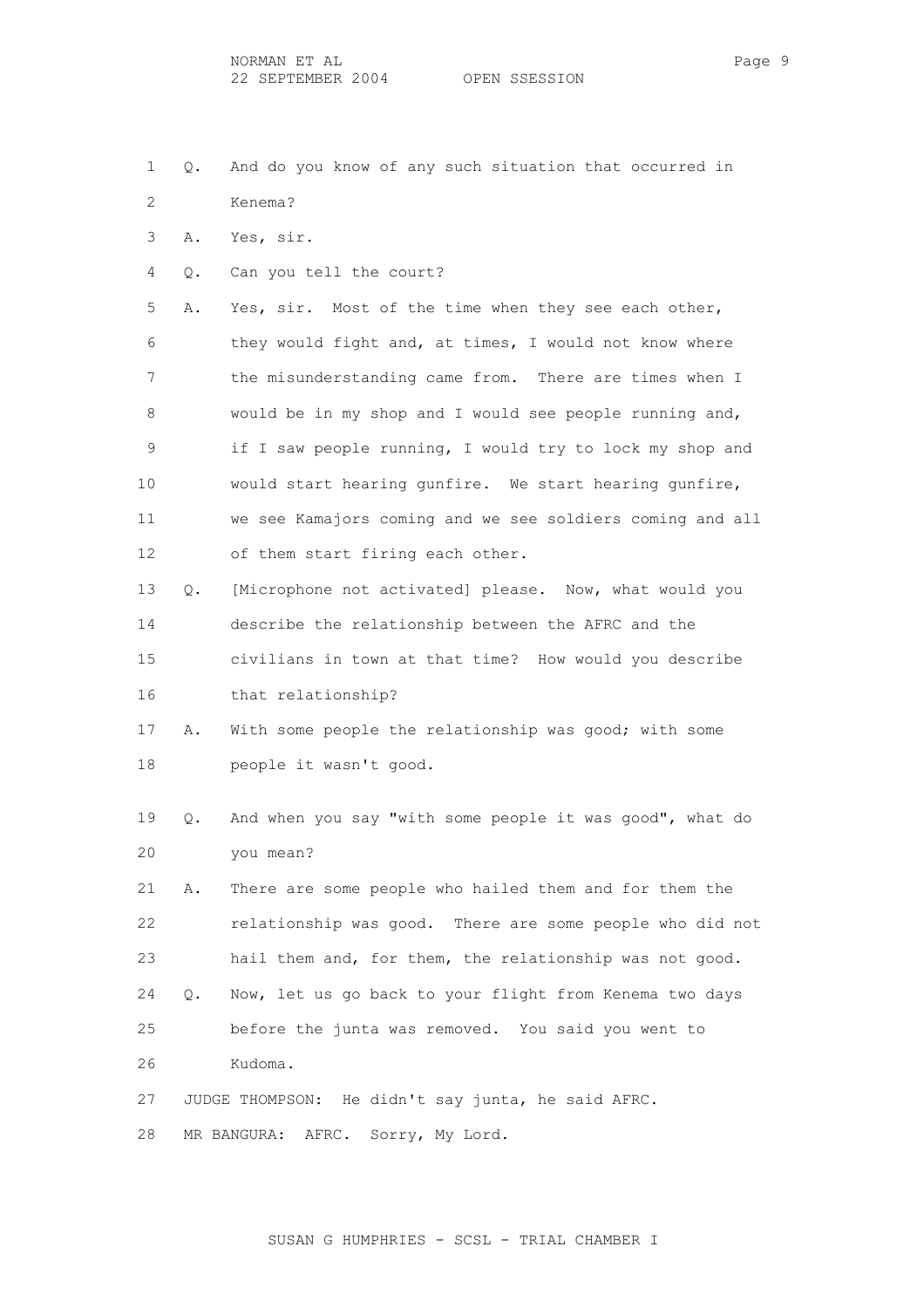1 Q. And do you know of any such situation that occurred in
2 Kenema?

3 A. Yes, sir.

4 Q. Can you tell the court?

5 A. Yes, sir. Most of the time when they see each other,
6 they would fight and, at times, I would not know where
7 the misunderstanding came from. There are times when I
8 would be in my shop and I would see people running and,
9 if I saw people running, I would try to lock my shop and
10 would start hearing gunfire. We start hearing gunfire,
11 we see Kamajors coming and we see soldiers coming and all
12 of them start firing each other.

13 Q. [Microphone not activated] please. Now, what would you
14 describe the relationship between the AFRC and the
15 civilians in town at that time? How would you describe
16 that relationship?

17 A. With some people the relationship was good; with some
18 people it wasn't good.

19 Q. And when you say "with some people it was good", what do
20 you mean?

21 A. There are some people who hailed them and for them the
22 relationship was good. There are some people who did not
23 hail them and, for them, the relationship was not good.

24 Q. Now, let us go back to your flight from Kenema two days
25 before the junta was removed. You said you went to
26 Kudoma.

27 JUDGE THOMPSON: He didn't say junta, he said AFRC.

28 MR BANGURA: AFRC. Sorry, My Lord.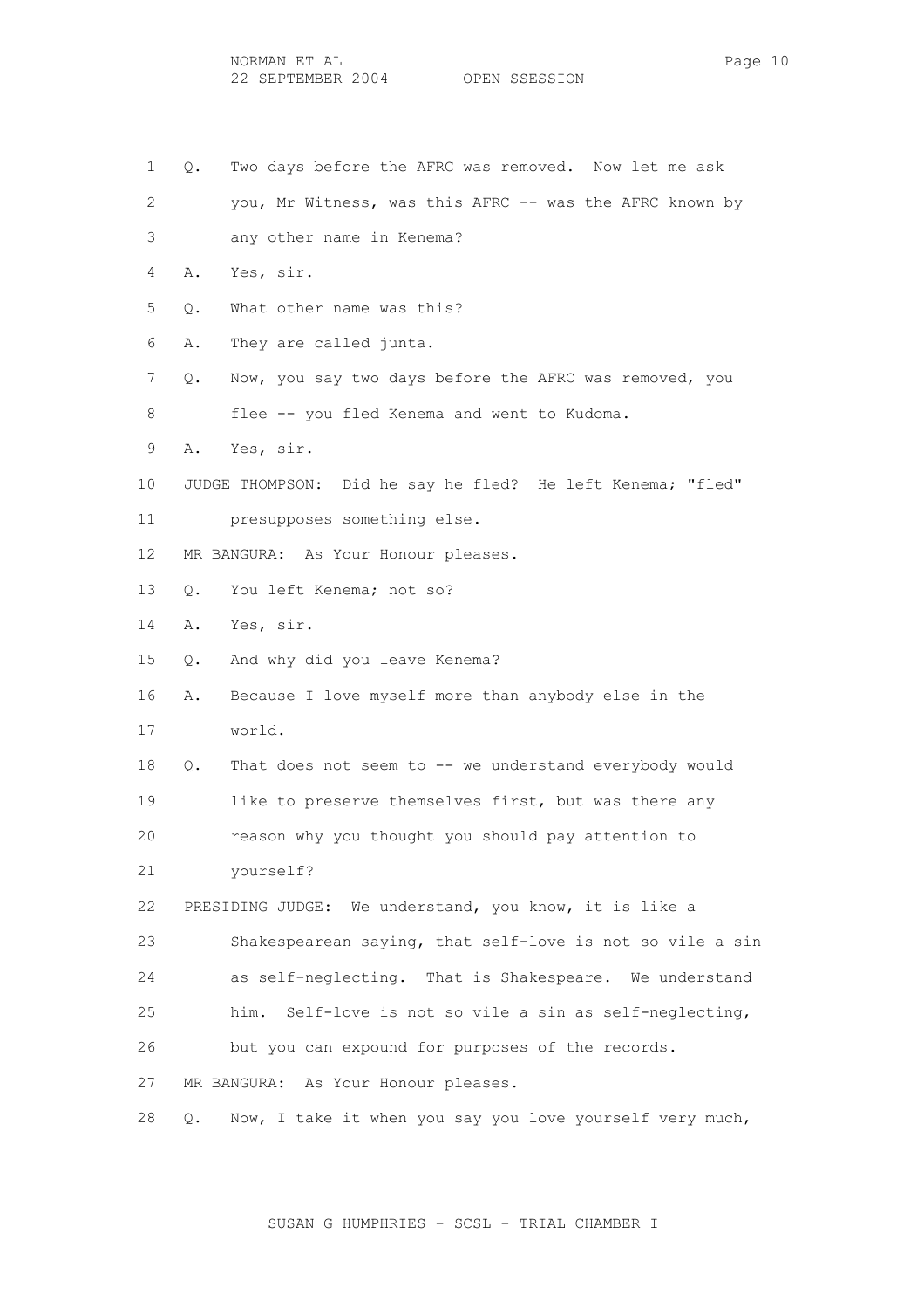1 Q. Two days before the AFRC was removed. Now let me ask

2 you, Mr Witness, was this AFRC -- was the AFRC known by

3 any other name in Kenema?

4 A. Yes, sir.

5 Q. What other name was this?

6 A. They are called junta.

7 Q. Now, you say two days before the AFRC was removed, you

8 flee -- you fled Kenema and went to Kudoma.

9 A. Yes, sir.

10 JUDGE THOMPSON: Did he say he fled? He left Kenema; "fled"

11 presupposes something else.

12 MR BANGURA: As Your Honour pleases.

13 Q. You left Kenema; not so?

14 A. Yes, sir.

15 Q. And why did you leave Kenema?

16 A. Because I love myself more than anybody else in the

17 world.

18 Q. That does not seem to -- we understand everybody would

19 like to preserve themselves first, but was there any

20 reason why you thought you should pay attention to

21 yourself?

22 PRESIDING JUDGE: We understand, you know, it is like a

23 Shakespearean saying, that self-love is not so vile a sin

24 as self-neglecting. That is Shakespeare. We understand

25 him. Self-love is not so vile a sin as self-neglecting,

26 but you can expound for purposes of the records.

27 MR BANGURA: As Your Honour pleases.

28 Q. Now, I take it when you say you love yourself very much,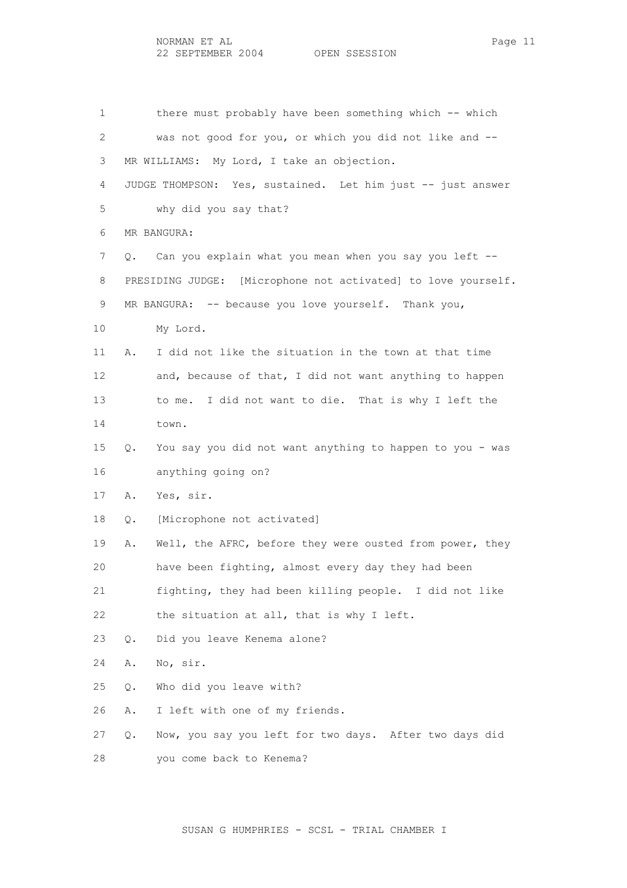there must probably have been something which -- which was not good for you, or which you did not like and --

MR WILLIAMS: My Lord, I take an objection.

JUDGE THOMPSON: Yes, sustained. Let him just -- just answer why did you say that?

MR BANGURA:

Q. Can you explain what you mean when you say you left --

PRESIDING JUDGE: [Microphone not activated] to love yourself.

MR BANGURA: -- because you love yourself. Thank you, My Lord.

A. I did not like the situation in the town at that time and, because of that, I did not want anything to happen to me. I did not want to die. That is why I left the town.

Q. You say you did not want anything to happen to you - was anything going on?

A. Yes, sir.

Q. [Microphone not activated]

A. Well, the AFRC, before they were ousted from power, they have been fighting, almost every day they had been fighting, they had been killing people. I did not like the situation at all, that is why I left.

Q. Did you leave Kenema alone?

A. No, sir.

Q. Who did you leave with?

A. I left with one of my friends.

Q. Now, you say you left for two days. After two days did you come back to Kenema?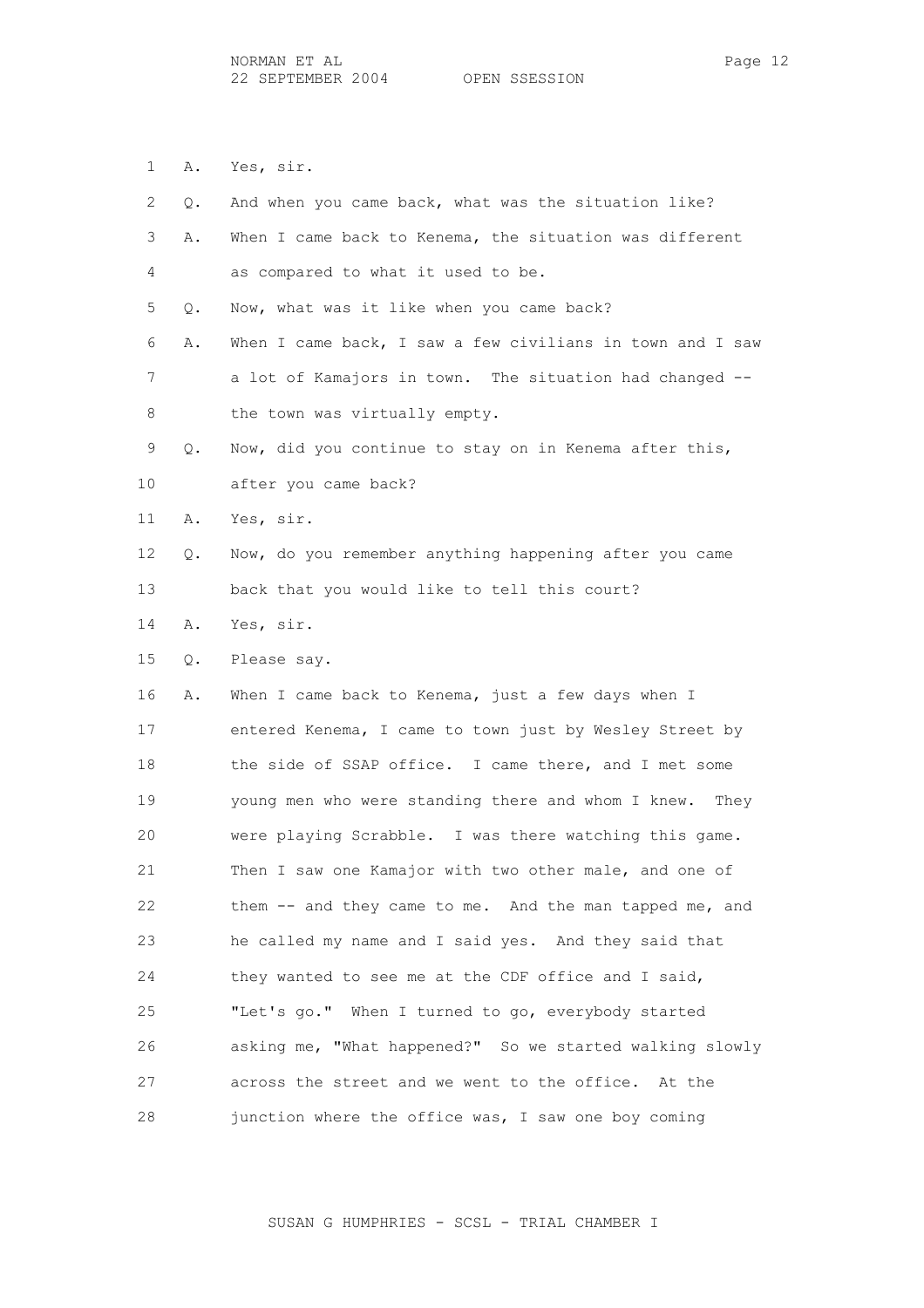1 A. Yes, sir.

2 Q. And when you came back, what was the situation like?

3 A. When I came back to Kenema, the situation was different

4 as compared to what it used to be.

5 Q. Now, what was it like when you came back?

6 A. When I came back, I saw a few civilians in town and I saw

7 a lot of Kamajors in town. The situation had changed --

8 the town was virtually empty.

9 Q. Now, did you continue to stay on in Kenema after this,

10 after you came back?

11 A. Yes, sir.

12 Q. Now, do you remember anything happening after you came

13 back that you would like to tell this court?

14 A. Yes, sir.

15 Q. Please say.

16 A. When I came back to Kenema, just a few days when I

17 entered Kenema, I came to town just by Wesley Street by

18 the side of SSAP office. I came there, and I met some

19 young men who were standing there and whom I knew. They

20 were playing Scrabble. I was there watching this game.

21 Then I saw one Kamajor with two other male, and one of

22 them -- and they came to me. And the man tapped me, and

23 he called my name and I said yes. And they said that

24 they wanted to see me at the CDF office and I said,

25 "Let's go." When I turned to go, everybody started

26 asking me, "What happened?" So we started walking slowly

27 across the street and we went to the office. At the

28 junction where the office was, I saw one boy coming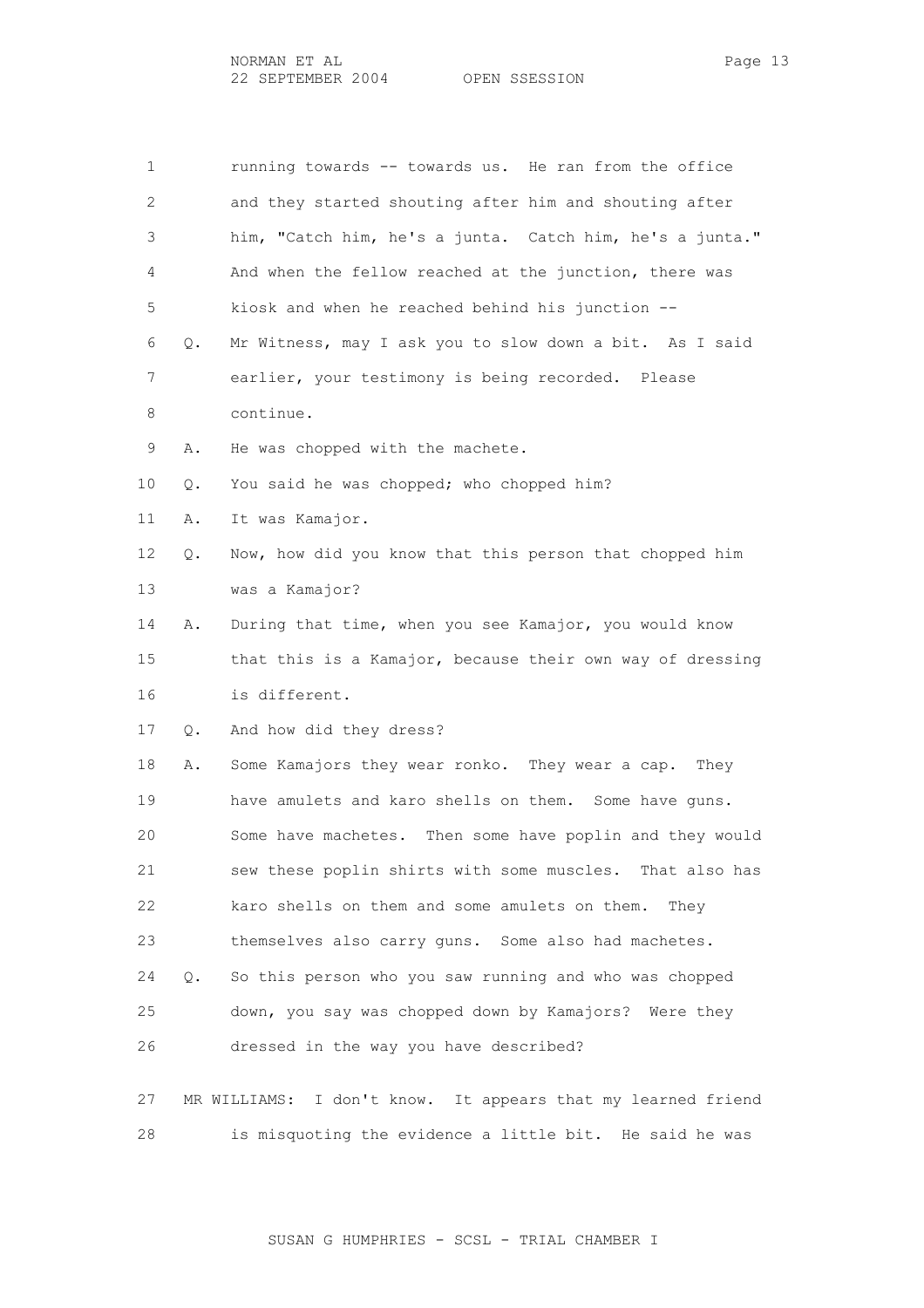running towards -- towards us. He ran from the office and they started shouting after him and shouting after him, "Catch him, he's a junta. Catch him, he's a junta." And when the fellow reached at the junction, there was kiosk and when he reached behind his junction --

Q. Mr Witness, may I ask you to slow down a bit. As I said earlier, your testimony is being recorded. Please continue.

A. He was chopped with the machete.

Q. You said he was chopped; who chopped him?

A. It was Kamajor.

Q. Now, how did you know that this person that chopped him was a Kamajor?

A. During that time, when you see Kamajor, you would know that this is a Kamajor, because their own way of dressing is different.

Q. And how did they dress?

A. Some Kamajors they wear ronko. They wear a cap. They have amulets and karo shells on them. Some have guns. Some have machetes. Then some have poplin and they would sew these poplin shirts with some muscles. That also has karo shells on them and some amulets on them. They themselves also carry guns. Some also had machetes.

Q. So this person who you saw running and who was chopped down, you say was chopped down by Kamajors? Were they dressed in the way you have described?

MR WILLIAMS: I don't know. It appears that my learned friend is misquoting the evidence a little bit. He said he was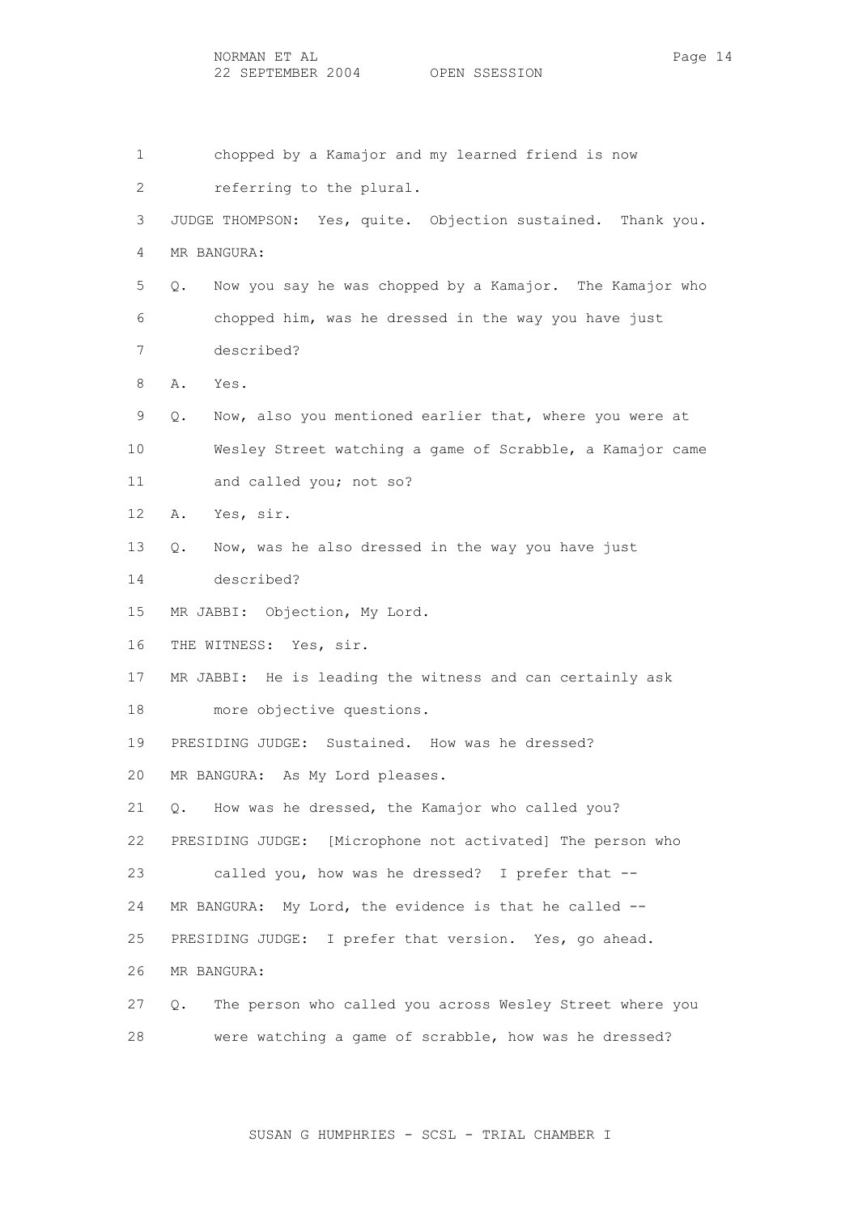1 chopped by a Kamajor and my learned friend is now

2 referring to the plural.

3 JUDGE THOMPSON: Yes, quite. Objection sustained. Thank you.

4 MR BANGURA:

5 Q. Now you say he was chopped by a Kamajor. The Kamajor who

6 chopped him, was he dressed in the way you have just

7 described?

8 A. Yes.

9 Q. Now, also you mentioned earlier that, where you were at

10 Wesley Street watching a game of Scrabble, a Kamajor came

11 and called you; not so?

12 A. Yes, sir.

13 Q. Now, was he also dressed in the way you have just

14 described?

15 MR JABBI: Objection, My Lord.

16 THE WITNESS: Yes, sir.

17 MR JABBI: He is leading the witness and can certainly ask

18 more objective questions.

19 PRESIDING JUDGE: Sustained. How was he dressed?

20 MR BANGURA: As My Lord pleases.

21 Q. How was he dressed, the Kamajor who called you?

22 PRESIDING JUDGE: [Microphone not activated] The person who

23 called you, how was he dressed? I prefer that --

24 MR BANGURA: My Lord, the evidence is that he called --

25 PRESIDING JUDGE: I prefer that version. Yes, go ahead.

26 MR BANGURA:

27 Q. The person who called you across Wesley Street where you

28 were watching a game of scrabble, how was he dressed?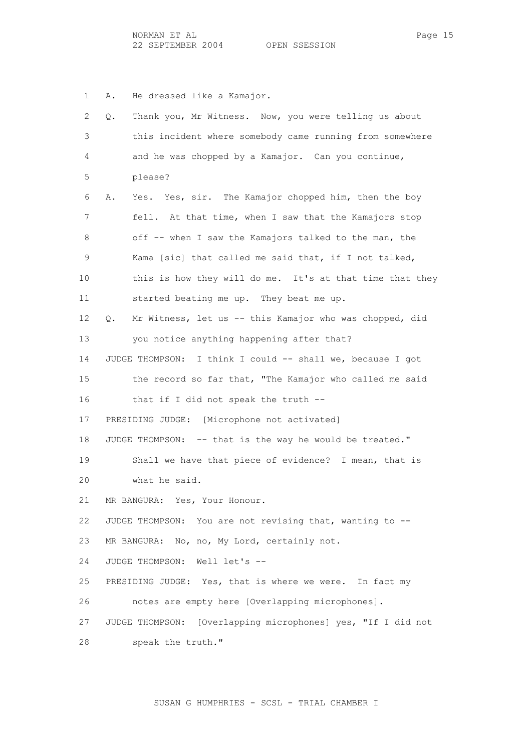A. He dressed like a Kamajor.

Q. Thank you, Mr Witness. Now, you were telling us about this incident where somebody came running from somewhere and he was chopped by a Kamajor. Can you continue, please?

A. Yes. Yes, sir. The Kamajor chopped him, then the boy fell. At that time, when I saw that the Kamajors stop off -- when I saw the Kamajors talked to the man, the Kama [sic] that called me said that, if I not talked, this is how they will do me. It's at that time that they started beating me up. They beat me up.

Q. Mr Witness, let us -- this Kamajor who was chopped, did you notice anything happening after that?

JUDGE THOMPSON: I think I could -- shall we, because I got the record so far that, "The Kamajor who called me said that if I did not speak the truth --

PRESIDING JUDGE: [Microphone not activated]

JUDGE THOMPSON: -- that is the way he would be treated." Shall we have that piece of evidence? I mean, that is what he said.

MR BANGURA: Yes, Your Honour.

JUDGE THOMPSON: You are not revising that, wanting to --

MR BANGURA: No, no, My Lord, certainly not.

JUDGE THOMPSON: Well let's --

PRESIDING JUDGE: Yes, that is where we were. In fact my notes are empty here [Overlapping microphones].

JUDGE THOMPSON: [Overlapping microphones] yes, "If I did not speak the truth."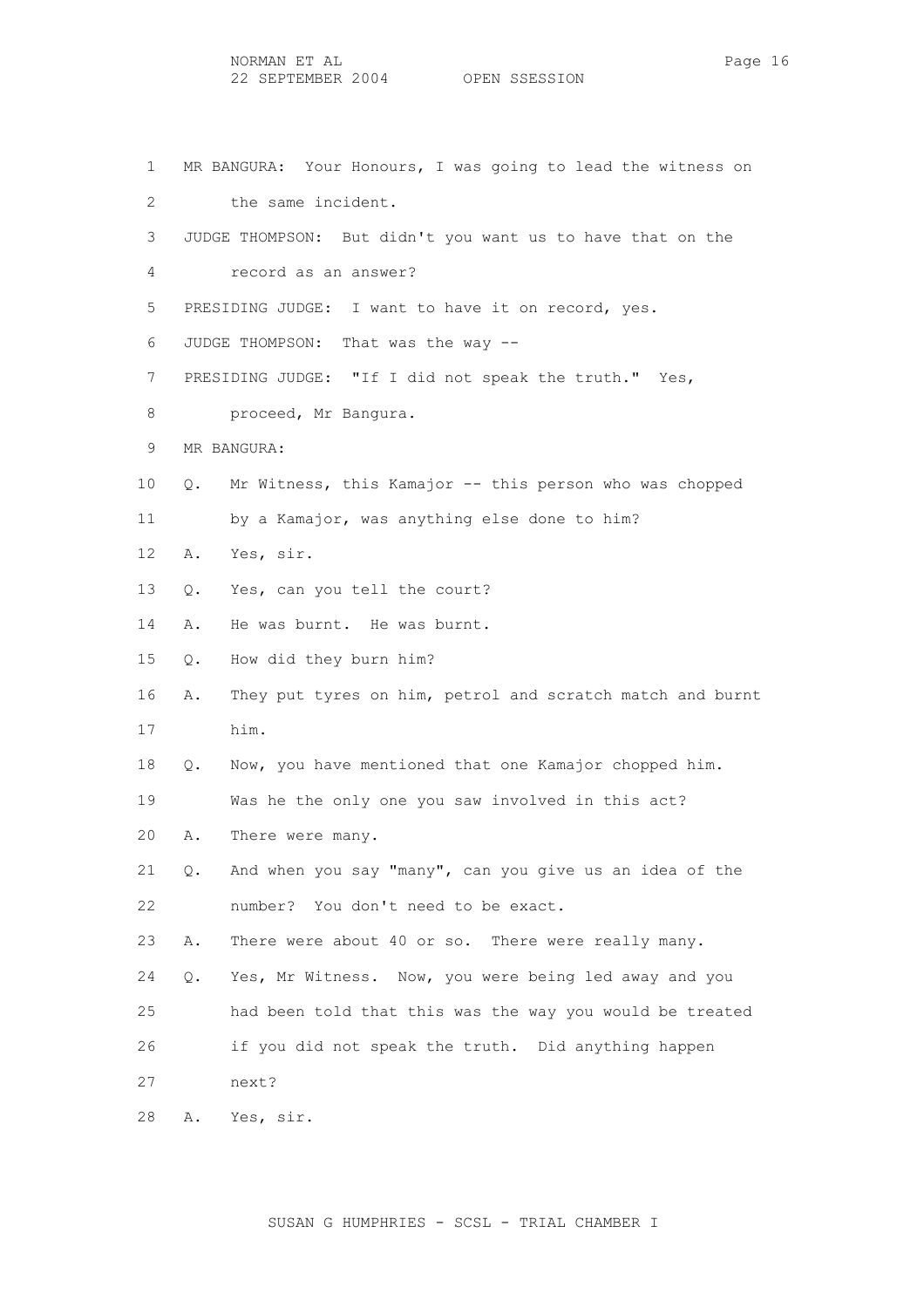MR BANGURA: Your Honours, I was going to lead the witness on the same incident.

JUDGE THOMPSON: But didn't you want us to have that on the record as an answer?

PRESIDING JUDGE: I want to have it on record, yes.

JUDGE THOMPSON: That was the way --

PRESIDING JUDGE: "If I did not speak the truth." Yes, proceed, Mr Bangura.

MR BANGURA:

Q. Mr Witness, this Kamajor -- this person who was chopped by a Kamajor, was anything else done to him?

A. Yes, sir.

Q. Yes, can you tell the court?

A. He was burnt. He was burnt.

Q. How did they burn him?

A. They put tyres on him, petrol and scratch match and burnt him.

Q. Now, you have mentioned that one Kamajor chopped him. Was he the only one you saw involved in this act?

A. There were many.

Q. And when you say "many", can you give us an idea of the number? You don't need to be exact.

A. There were about 40 or so. There were really many.

Q. Yes, Mr Witness. Now, you were being led away and you had been told that this was the way you would be treated if you did not speak the truth. Did anything happen next?

A. Yes, sir.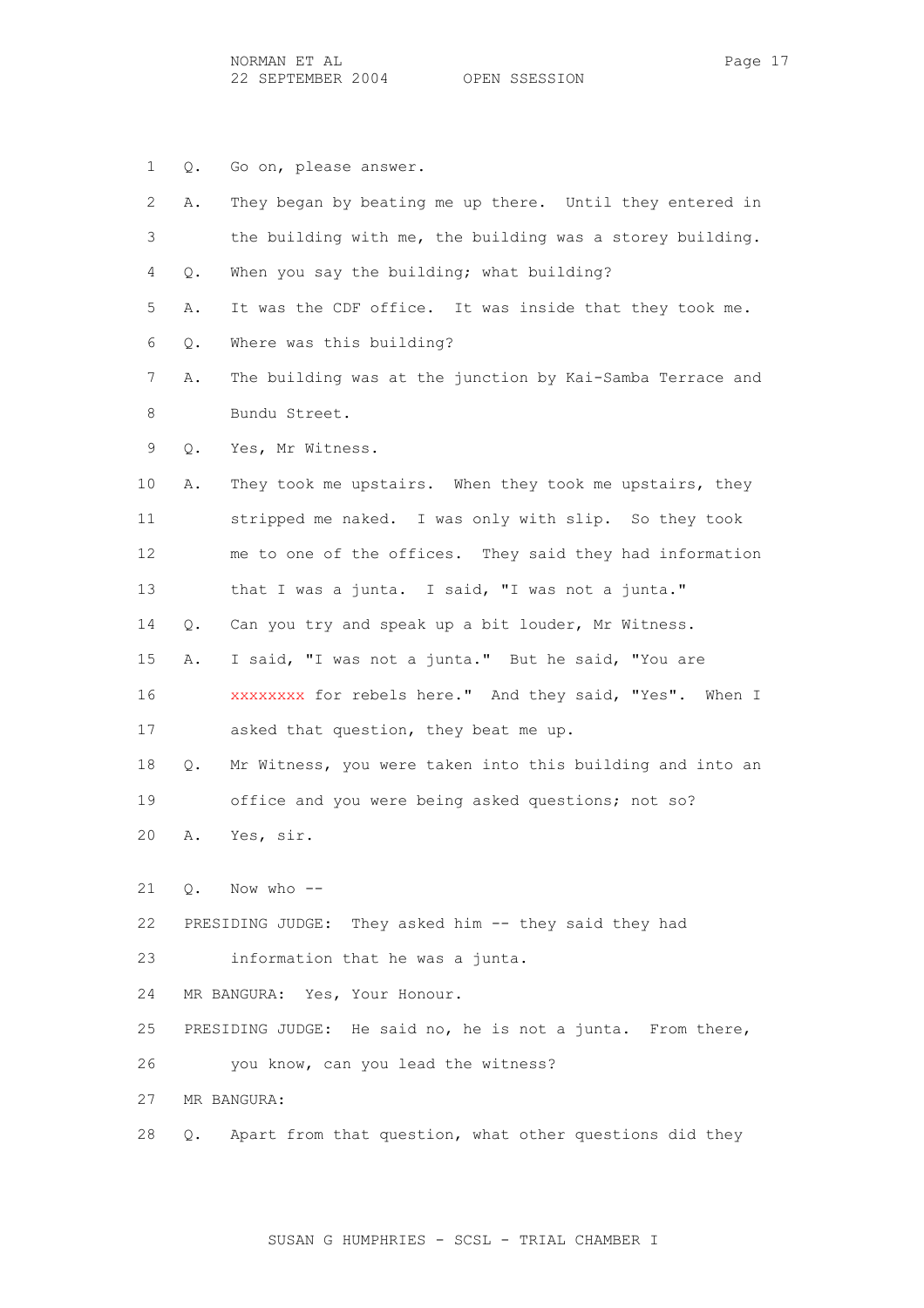1 Q. Go on, please answer.

2 A. They began by beating me up there. Until they entered in

3 the building with me, the building was a storey building.

4 Q. When you say the building; what building?

5 A. It was the CDF office. It was inside that they took me.

6 Q. Where was this building?

7 A. The building was at the junction by Kai-Samba Terrace and

8 Bundu Street.

9 Q. Yes, Mr Witness.

10 A. They took me upstairs. When they took me upstairs, they

11 stripped me naked. I was only with slip. So they took

12 me to one of the offices. They said they had information

13 that I was a junta. I said, "I was not a junta."

14 Q. Can you try and speak up a bit louder, Mr Witness.

15 A. I said, "I was not a junta." But he said, "You are

16 xxxxxxxx for rebels here." And they said, "Yes". When I

17 asked that question, they beat me up.

18 Q. Mr Witness, you were taken into this building and into an

19 office and you were being asked questions; not so?

20 A. Yes, sir.

21 Q. Now who --

22 PRESIDING JUDGE: They asked him -- they said they had

23 information that he was a junta.

24 MR BANGURA: Yes, Your Honour.

25 PRESIDING JUDGE: He said no, he is not a junta. From there,

26 you know, can you lead the witness?

27 MR BANGURA:

28 Q. Apart from that question, what other questions did they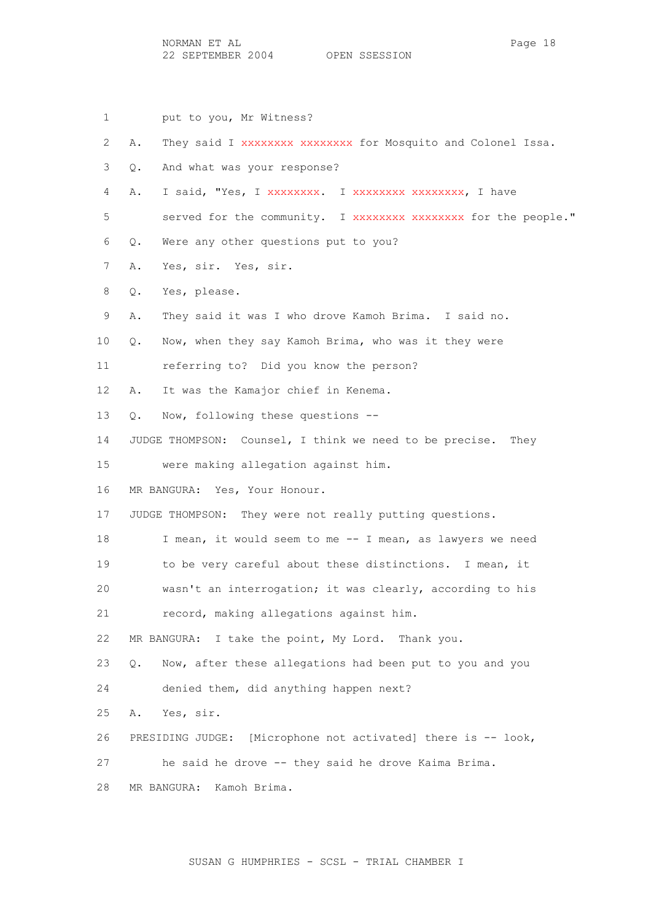put to you, Mr Witness?

A. They said I xxxxxxxx xxxxxxxx for Mosquito and Colonel Issa.

Q. And what was your response?

A. I said, "Yes, I xxxxxxxx. I xxxxxxxx xxxxxxxx, I have served for the community. I xxxxxxxx xxxxxxxx for the people."

Q. Were any other questions put to you?

A. Yes, sir. Yes, sir.

Q. Yes, please.

A. They said it was I who drove Kamoh Brima. I said no.

Q. Now, when they say Kamoh Brima, who was it they were referring to? Did you know the person?

A. It was the Kamajor chief in Kenema.

Q. Now, following these questions --

JUDGE THOMPSON: Counsel, I think we need to be precise. They were making allegation against him.

MR BANGURA: Yes, Your Honour.

JUDGE THOMPSON: They were not really putting questions. I mean, it would seem to me -- I mean, as lawyers we need to be very careful about these distinctions. I mean, it wasn't an interrogation; it was clearly, according to his record, making allegations against him.

MR BANGURA: I take the point, My Lord. Thank you.

Q. Now, after these allegations had been put to you and you denied them, did anything happen next?

A. Yes, sir.

PRESIDING JUDGE: [Microphone not activated] there is -- look, he said he drove -- they said he drove Kaima Brima.

MR BANGURA: Kamoh Brima.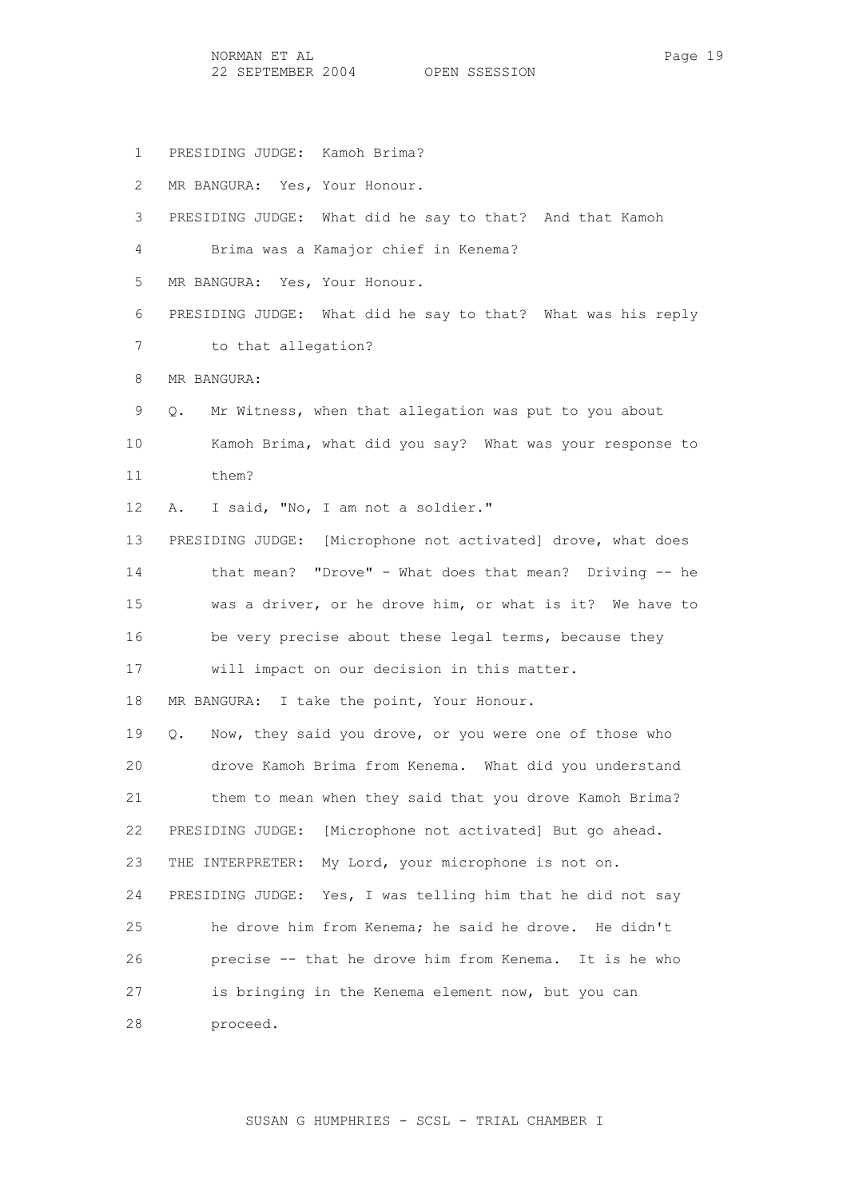1 PRESIDING JUDGE: Kamoh Brima?

2 MR BANGURA: Yes, Your Honour.

3 PRESIDING JUDGE: What did he say to that? And that Kamoh

4 Brima was a Kamajor chief in Kenema?

5 MR BANGURA: Yes, Your Honour.

6 PRESIDING JUDGE: What did he say to that? What was his reply

7 to that allegation?

8 MR BANGURA:

9 Q. Mr Witness, when that allegation was put to you about

10 Kamoh Brima, what did you say? What was your response to

11 them?

12 A. I said, "No, I am not a soldier."

13 PRESIDING JUDGE: [Microphone not activated] drove, what does

14 that mean? "Drove" - What does that mean? Driving -- he

15 was a driver, or he drove him, or what is it? We have to

16 be very precise about these legal terms, because they

17 will impact on our decision in this matter.

18 MR BANGURA: I take the point, Your Honour.

19 Q. Now, they said you drove, or you were one of those who

20 drove Kamoh Brima from Kenema. What did you understand

21 them to mean when they said that you drove Kamoh Brima?

22 PRESIDING JUDGE: [Microphone not activated] But go ahead.

23 THE INTERPRETER: My Lord, your microphone is not on.

24 PRESIDING JUDGE: Yes, I was telling him that he did not say

25 he drove him from Kenema; he said he drove. He didn't

26 precise -- that he drove him from Kenema. It is he who

27 is bringing in the Kenema element now, but you can

28 proceed.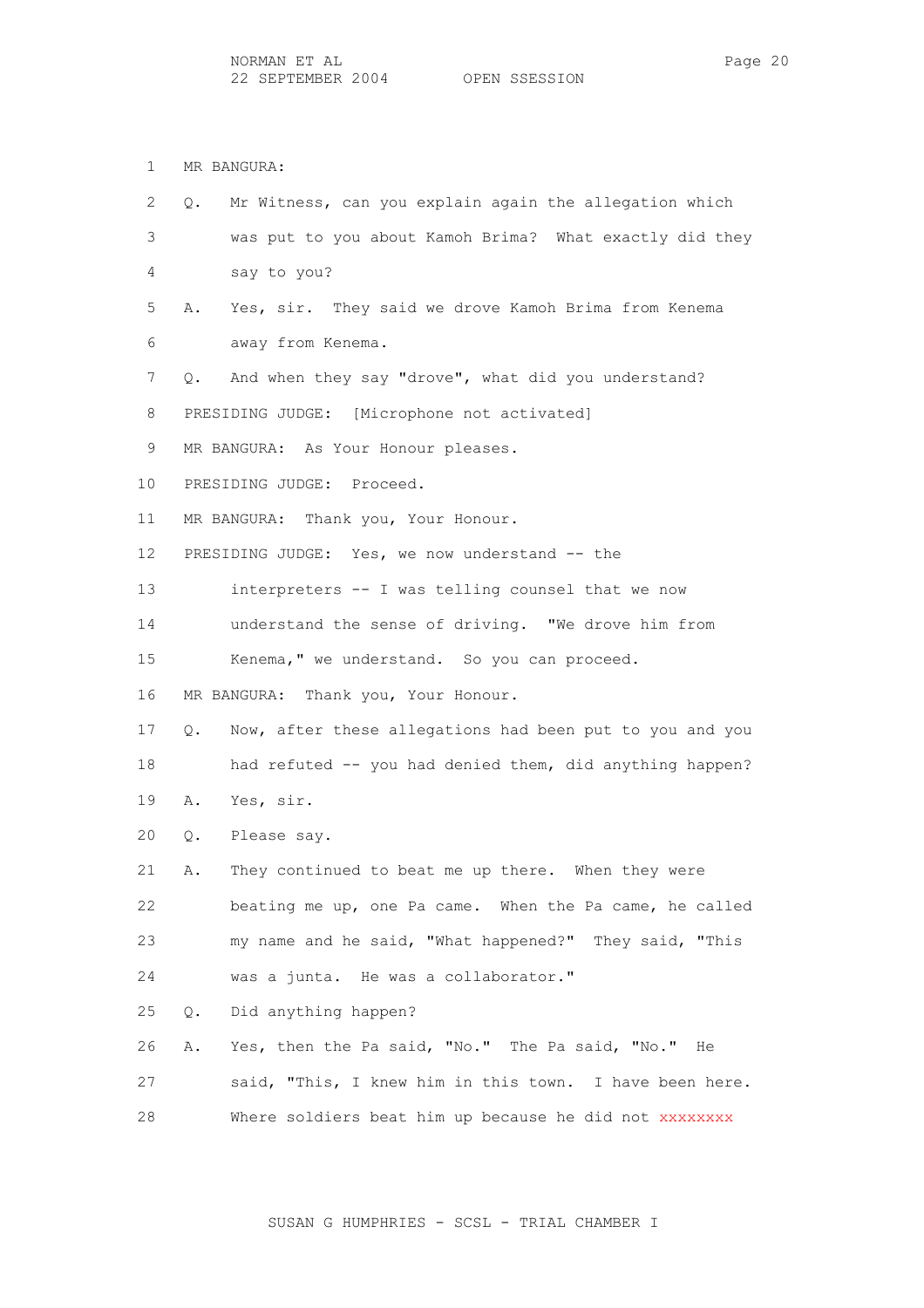1 MR BANGURA:

2 Q. Mr Witness, can you explain again the allegation which

3 was put to you about Kamoh Brima? What exactly did they

4 say to you?

5 A. Yes, sir. They said we drove Kamoh Brima from Kenema

6 away from Kenema.

7 Q. And when they say "drove", what did you understand?

8 PRESIDING JUDGE: [Microphone not activated]

9 MR BANGURA: As Your Honour pleases.

10 PRESIDING JUDGE: Proceed.

11 MR BANGURA: Thank you, Your Honour.

12 PRESIDING JUDGE: Yes, we now understand -- the

13 interpreters -- I was telling counsel that we now

14 understand the sense of driving. "We drove him from

15 Kenema," we understand. So you can proceed.

16 MR BANGURA: Thank you, Your Honour.

17 Q. Now, after these allegations had been put to you and you

18 had refuted -- you had denied them, did anything happen?

19 A. Yes, sir.

20 Q. Please say.

21 A. They continued to beat me up there. When they were

22 beating me up, one Pa came. When the Pa came, he called

23 my name and he said, "What happened?" They said, "This

24 was a junta. He was a collaborator."

25 Q. Did anything happen?

26 A. Yes, then the Pa said, "No." The Pa said, "No." He

27 said, "This, I knew him in this town. I have been here.

28 Where soldiers beat him up because he did not xxxxxxxx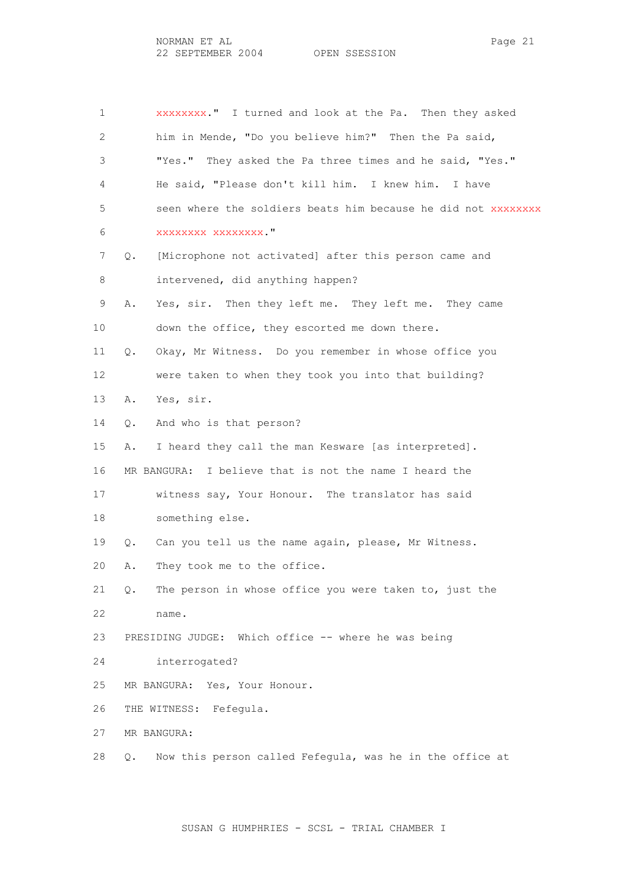xxxxxxxx." I turned and look at the Pa. Then they asked him in Mende, "Do you believe him?" Then the Pa said, "Yes." They asked the Pa three times and he said, "Yes." He said, "Please don't kill him. I knew him. I have seen where the soldiers beats him because he did not xxxxxxxx xxxxxxxx xxxxxxxx."

Q. [Microphone not activated] after this person came and intervened, did anything happen?

A. Yes, sir. Then they left me. They left me. They came down the office, they escorted me down there.

Q. Okay, Mr Witness. Do you remember in whose office you were taken to when they took you into that building?

A. Yes, sir.

Q. And who is that person?

A. I heard they call the man Kesware [as interpreted].

MR BANGURA: I believe that is not the name I heard the witness say, Your Honour. The translator has said something else.

Q. Can you tell us the name again, please, Mr Witness.

A. They took me to the office.

Q. The person in whose office you were taken to, just the name.

PRESIDING JUDGE: Which office -- where he was being interrogated?

MR BANGURA: Yes, Your Honour.

THE WITNESS: Fefegula.

MR BANGURA:

Q. Now this person called Fefegula, was he in the office at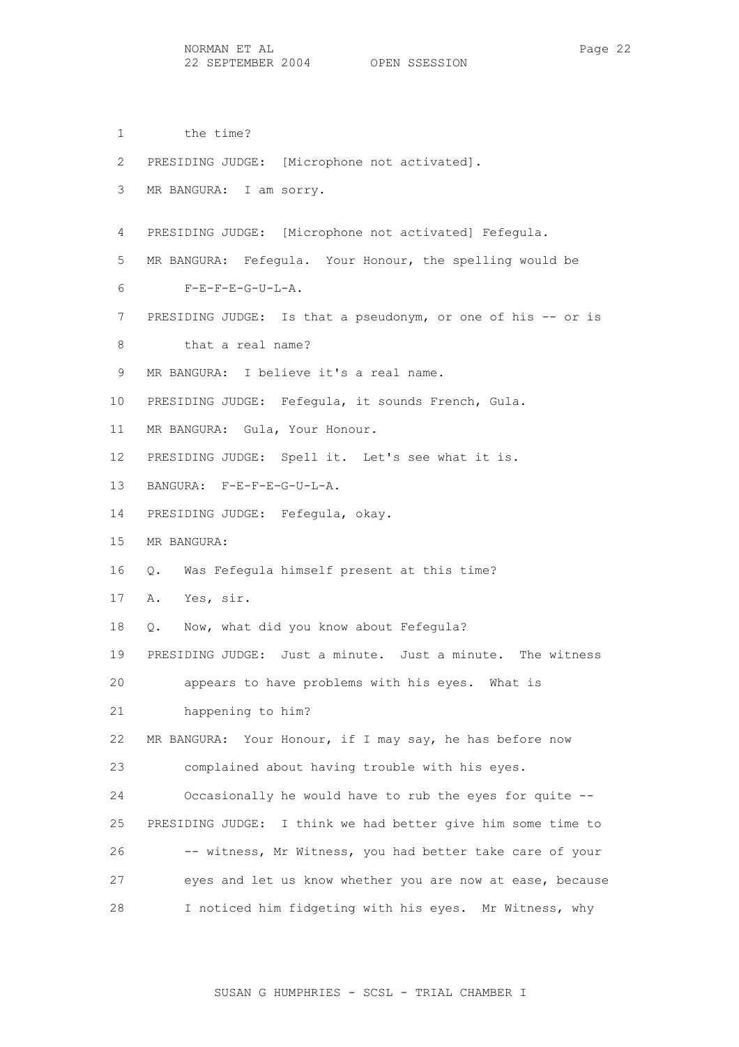1 the time?

2 PRESIDING JUDGE: [Microphone not activated].

3 MR BANGURA: I am sorry.

4 PRESIDING JUDGE: [Microphone not activated] Fefegula.

5 MR BANGURA: Fefegula. Your Honour, the spelling would be

6 F-E-F-E-G-U-L-A.

7 PRESIDING JUDGE: Is that a pseudonym, or one of his -- or is

8 that a real name?

9 MR BANGURA: I believe it's a real name.

10 PRESIDING JUDGE: Fefegula, it sounds French, Gula.

11 MR BANGURA: Gula, Your Honour.

12 PRESIDING JUDGE: Spell it. Let's see what it is.

13 BANGURA: F-E-F-E-G-U-L-A.

14 PRESIDING JUDGE: Fefegula, okay.

15 MR BANGURA:

16 Q. Was Fefegula himself present at this time?

17 A. Yes, sir.

18 Q. Now, what did you know about Fefegula?

19 PRESIDING JUDGE: Just a minute. Just a minute. The witness

20 appears to have problems with his eyes. What is

21 happening to him?

22 MR BANGURA: Your Honour, if I may say, he has before now

23 complained about having trouble with his eyes.

24 Occasionally he would have to rub the eyes for quite --

25 PRESIDING JUDGE: I think we had better give him some time to

26 -- witness, Mr Witness, you had better take care of your

27 eyes and let us know whether you are now at ease, because

28 I noticed him fidgeting with his eyes. Mr Witness, why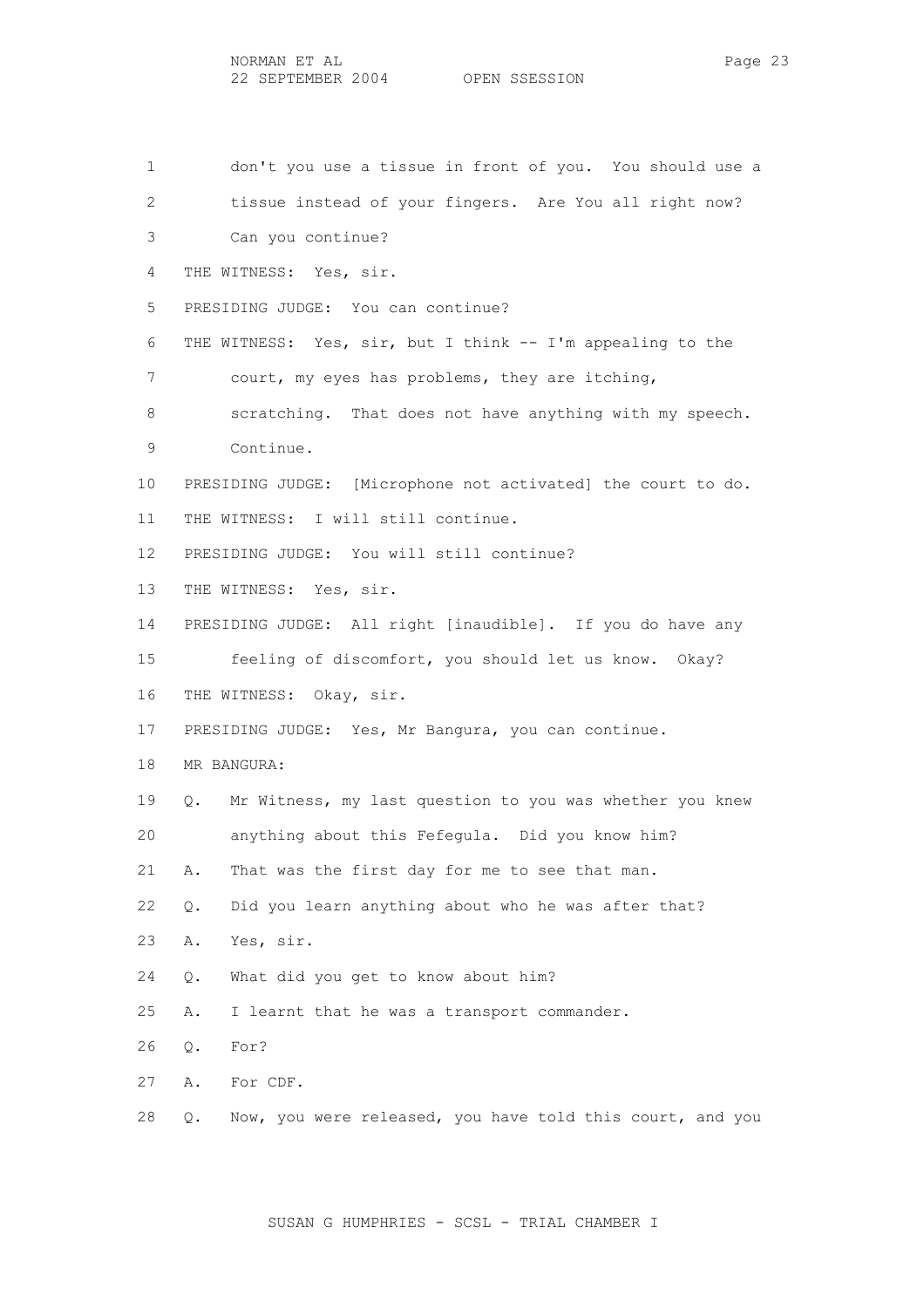don't you use a tissue in front of you. You should use a tissue instead of your fingers. Are You all right now? Can you continue?

THE WITNESS: Yes, sir.

PRESIDING JUDGE: You can continue?

THE WITNESS: Yes, sir, but I think -- I'm appealing to the court, my eyes has problems, they are itching, scratching. That does not have anything with my speech. Continue.

PRESIDING JUDGE: [Microphone not activated] the court to do.

THE WITNESS: I will still continue.

PRESIDING JUDGE: You will still continue?

THE WITNESS: Yes, sir.

PRESIDING JUDGE: All right [inaudible]. If you do have any feeling of discomfort, you should let us know. Okay?

THE WITNESS: Okay, sir.

PRESIDING JUDGE: Yes, Mr Bangura, you can continue.

MR BANGURA:

Q. Mr Witness, my last question to you was whether you knew anything about this Fefegula. Did you know him?

A. That was the first day for me to see that man.

Q. Did you learn anything about who he was after that?

A. Yes, sir.

Q. What did you get to know about him?

A. I learnt that he was a transport commander.

Q. For?

A. For CDF.

Q. Now, you were released, you have told this court, and you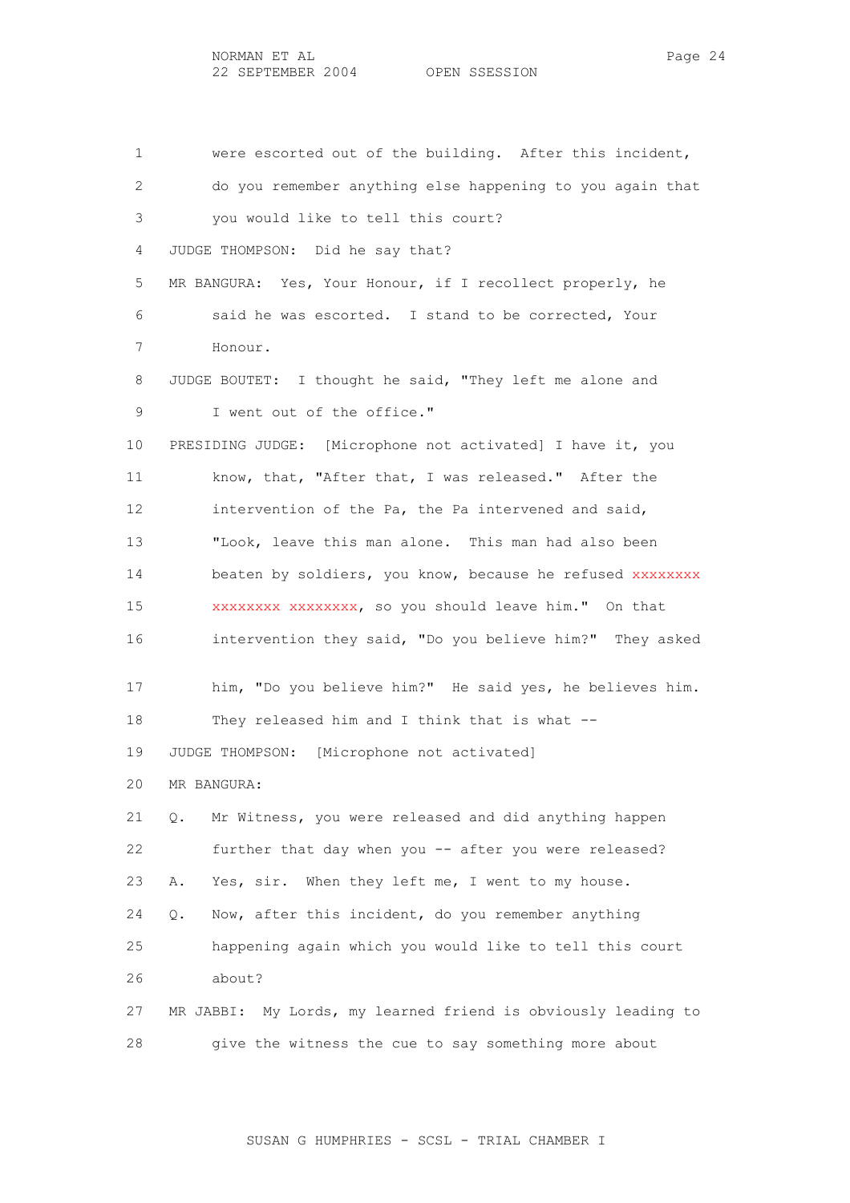1 were escorted out of the building. After this incident,
2 do you remember anything else happening to you again that
3 you would like to tell this court?
4 JUDGE THOMPSON: Did he say that?
5 MR BANGURA: Yes, Your Honour, if I recollect properly, he
6 said he was escorted. I stand to be corrected, Your
7 Honour.
8 JUDGE BOUTET: I thought he said, "They left me alone and
9 I went out of the office."
10 PRESIDING JUDGE: [Microphone not activated] I have it, you
11 know, that, "After that, I was released." After the
12 intervention of the Pa, the Pa intervened and said,
13 "Look, leave this man alone. This man had also been
14 beaten by soldiers, you know, because he refused xxxxxxxx
15 xxxxxxxx xxxxxxxx, so you should leave him." On that
16 intervention they said, "Do you believe him?" They asked
17 him, "Do you believe him?" He said yes, he believes him.
18 They released him and I think that is what --
19 JUDGE THOMPSON: [Microphone not activated]
20 MR BANGURA:
21 Q. Mr Witness, you were released and did anything happen
22 further that day when you -- after you were released?
23 A. Yes, sir. When they left me, I went to my house.
24 Q. Now, after this incident, do you remember anything
25 happening again which you would like to tell this court
26 about?
27 MR JABBI: My Lords, my learned friend is obviously leading to
28 give the witness the cue to say something more about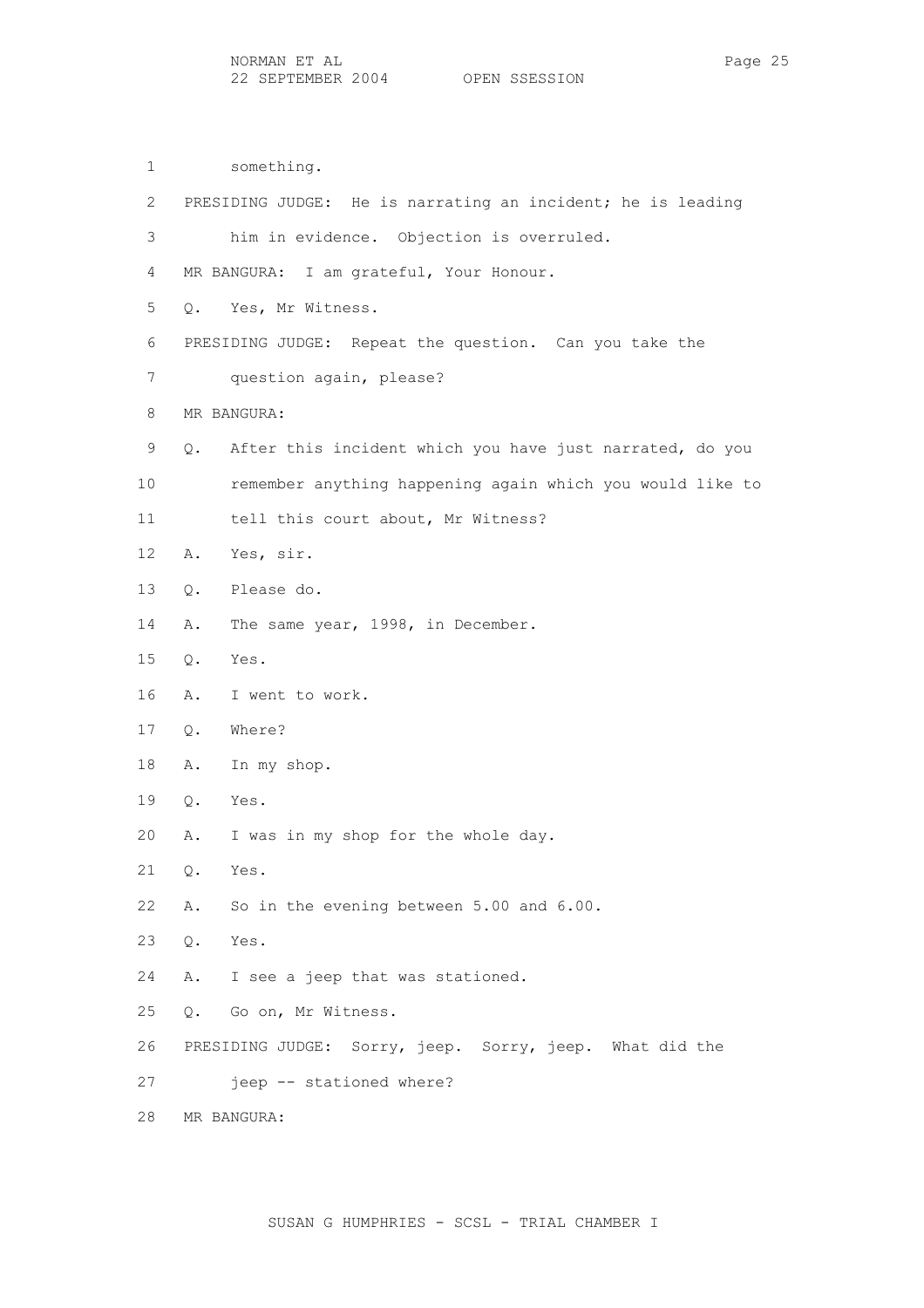1 something.

2 PRESIDING JUDGE: He is narrating an incident; he is leading

3 him in evidence. Objection is overruled.

4 MR BANGURA: I am grateful, Your Honour.

5 Q. Yes, Mr Witness.

6 PRESIDING JUDGE: Repeat the question. Can you take the

7 question again, please?

8 MR BANGURA:

9 Q. After this incident which you have just narrated, do you

10 remember anything happening again which you would like to

11 tell this court about, Mr Witness?

12 A. Yes, sir.

13 Q. Please do.

14 A. The same year, 1998, in December.

15 Q. Yes.

16 A. I went to work.

17 Q. Where?

18 A. In my shop.

19 Q. Yes.

20 A. I was in my shop for the whole day.

21 Q. Yes.

22 A. So in the evening between 5.00 and 6.00.

23 Q. Yes.

24 A. I see a jeep that was stationed.

25 Q. Go on, Mr Witness.

26 PRESIDING JUDGE: Sorry, jeep. Sorry, jeep. What did the

27 jeep -- stationed where?

28 MR BANGURA: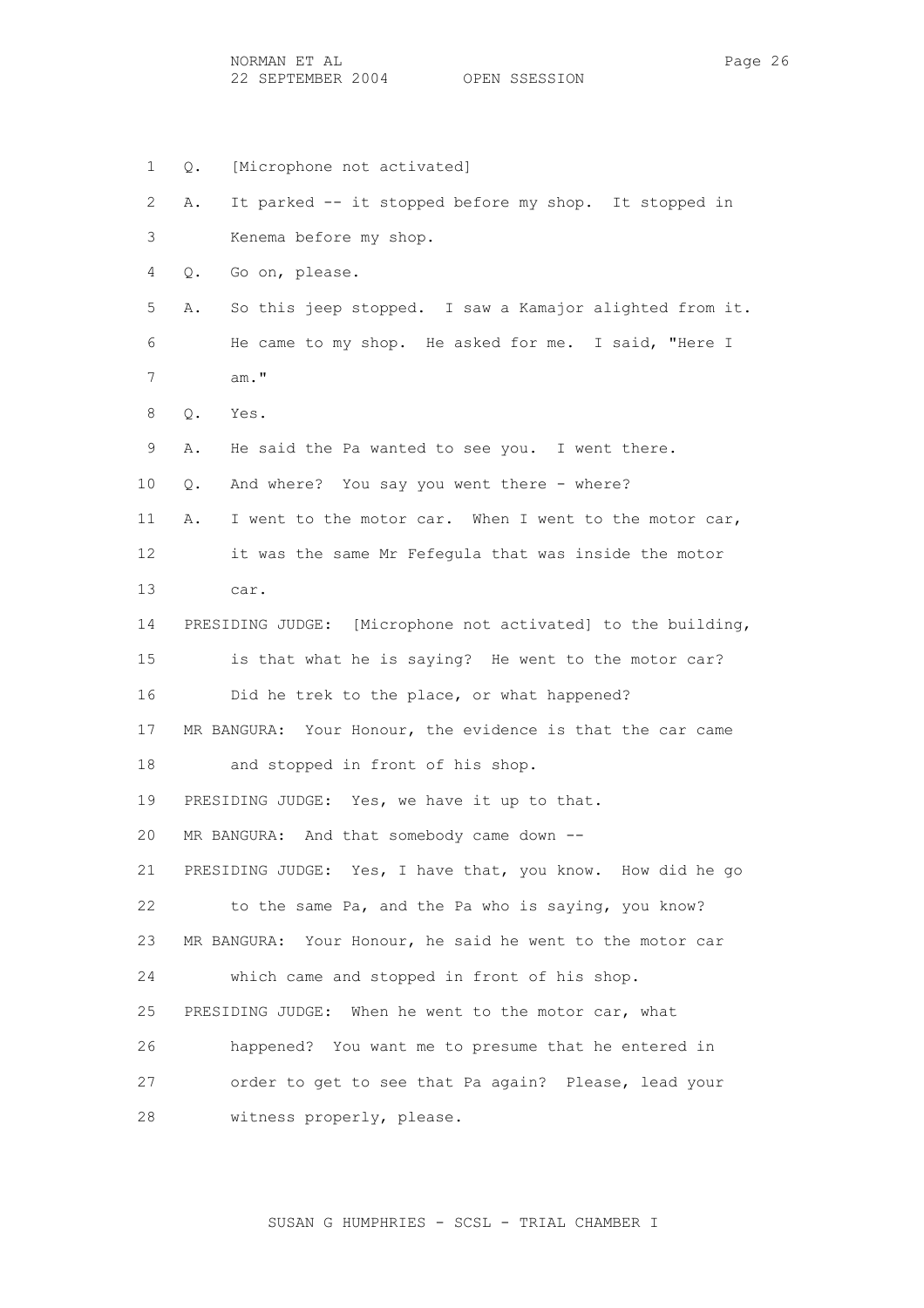1 Q. [Microphone not activated]

2 A. It parked -- it stopped before my shop. It stopped in

3 Kenema before my shop.

4 Q. Go on, please.

5 A. So this jeep stopped. I saw a Kamajor alighted from it.

6 He came to my shop. He asked for me. I said, "Here I

7 am."

8 Q. Yes.

9 A. He said the Pa wanted to see you. I went there.

10 Q. And where? You say you went there - where?

11 A. I went to the motor car. When I went to the motor car,

12 it was the same Mr Fefegula that was inside the motor

13 car.

14 PRESIDING JUDGE: [Microphone not activated] to the building,

15 is that what he is saying? He went to the motor car?

16 Did he trek to the place, or what happened?

17 MR BANGURA: Your Honour, the evidence is that the car came

18 and stopped in front of his shop.

19 PRESIDING JUDGE: Yes, we have it up to that.

20 MR BANGURA: And that somebody came down --

21 PRESIDING JUDGE: Yes, I have that, you know. How did he go

22 to the same Pa, and the Pa who is saying, you know?

23 MR BANGURA: Your Honour, he said he went to the motor car

24 which came and stopped in front of his shop.

25 PRESIDING JUDGE: When he went to the motor car, what

26 happened? You want me to presume that he entered in

27 order to get to see that Pa again? Please, lead your

28 witness properly, please.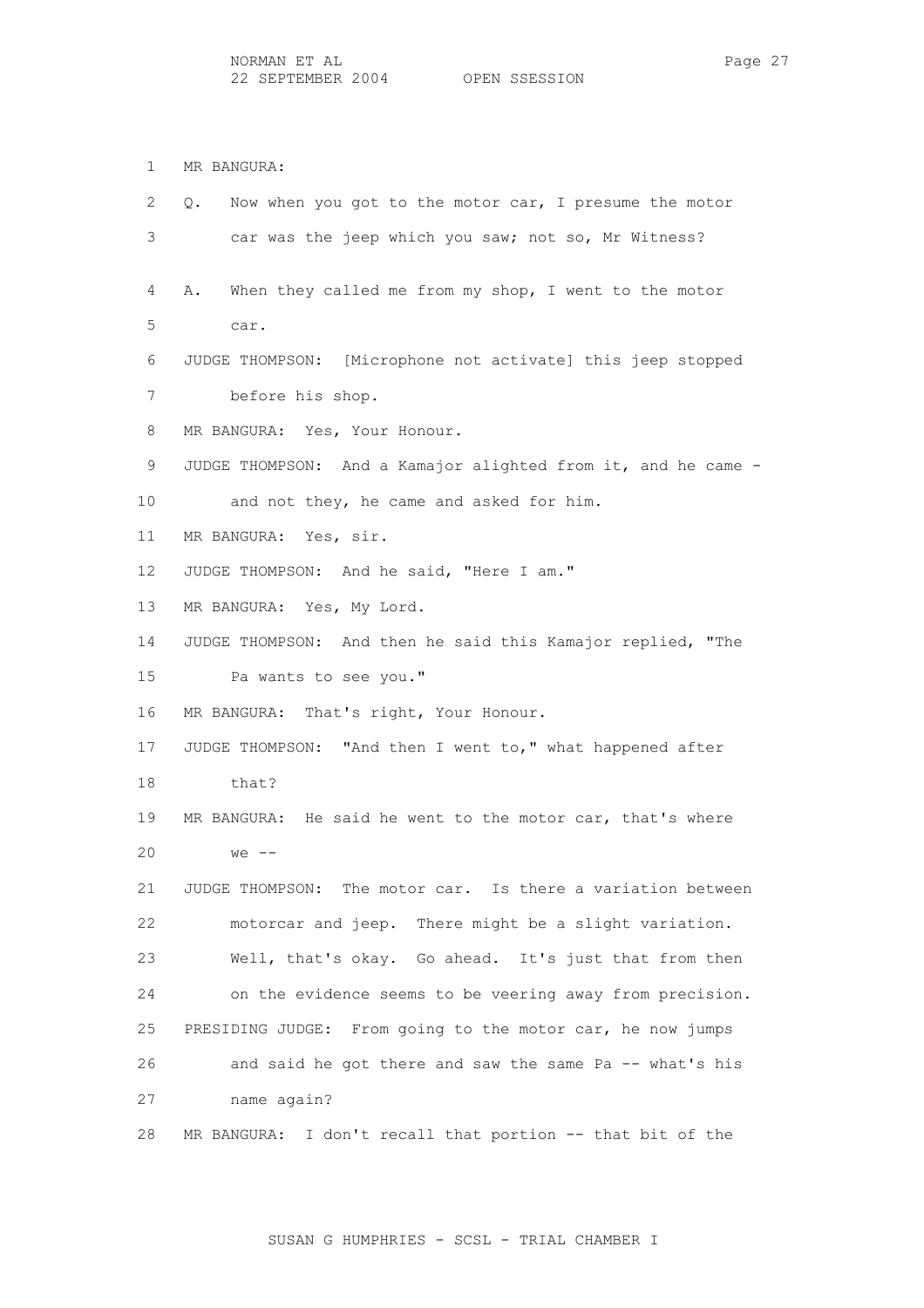MR BANGURA:

Q. Now when you got to the motor car, I presume the motor car was the jeep which you saw; not so, Mr Witness?

A. When they called me from my shop, I went to the motor car.

JUDGE THOMPSON: [Microphone not activate] this jeep stopped before his shop.

MR BANGURA: Yes, Your Honour.

JUDGE THOMPSON: And a Kamajor alighted from it, and he came - and not they, he came and asked for him.

MR BANGURA: Yes, sir.

JUDGE THOMPSON: And he said, "Here I am."

MR BANGURA: Yes, My Lord.

JUDGE THOMPSON: And then he said this Kamajor replied, "The Pa wants to see you."

MR BANGURA: That's right, Your Honour.

JUDGE THOMPSON: "And then I went to," what happened after that?

MR BANGURA: He said he went to the motor car, that's where we --

JUDGE THOMPSON: The motor car. Is there a variation between motorcar and jeep. There might be a slight variation. Well, that's okay. Go ahead. It's just that from then on the evidence seems to be veering away from precision.

PRESIDING JUDGE: From going to the motor car, he now jumps and said he got there and saw the same Pa -- what's his name again?

MR BANGURA: I don't recall that portion -- that bit of the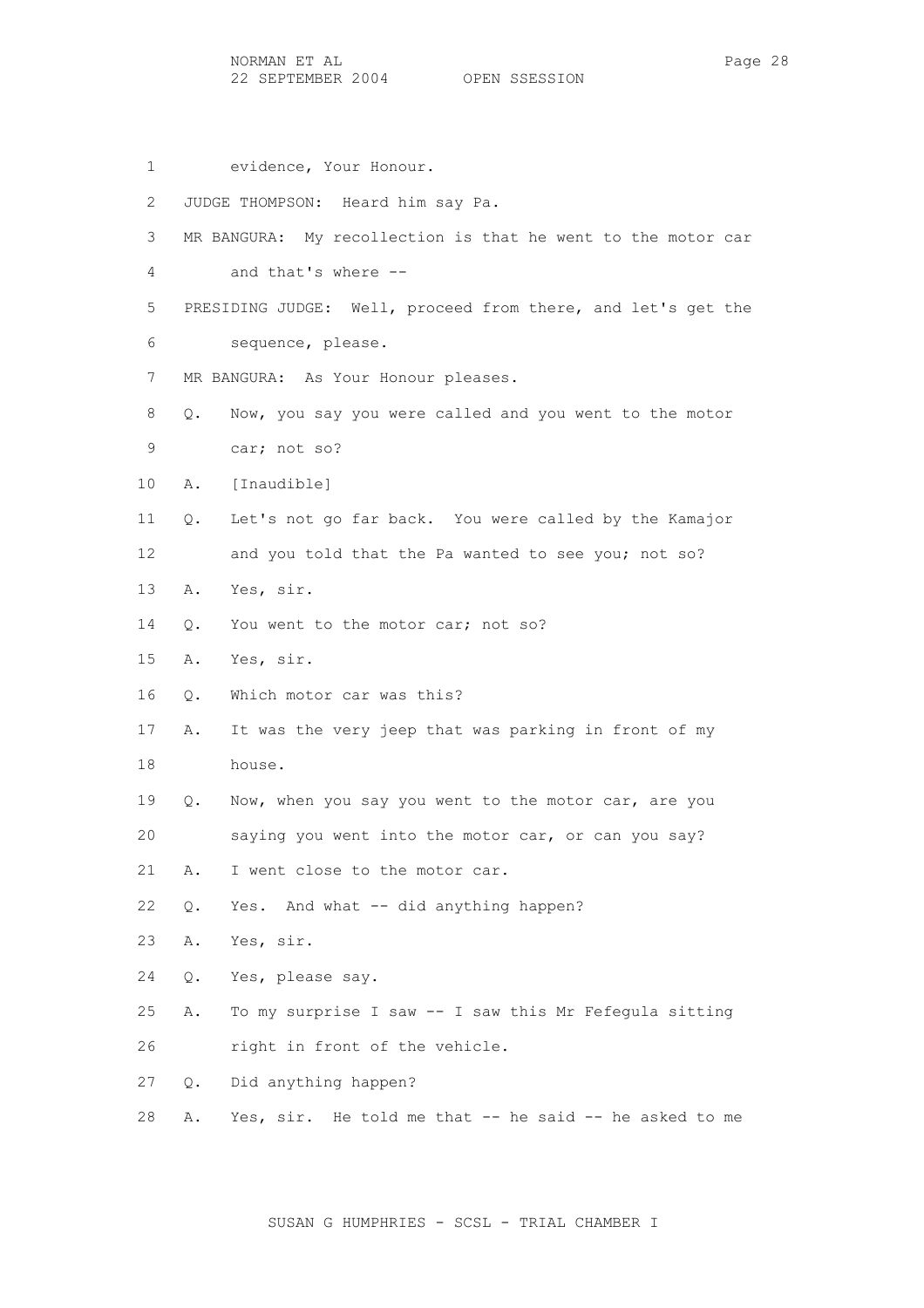1 evidence, Your Honour.

2 JUDGE THOMPSON: Heard him say Pa.

3 MR BANGURA: My recollection is that he went to the motor car

4 and that's where --

5 PRESIDING JUDGE: Well, proceed from there, and let's get the

6 sequence, please.

7 MR BANGURA: As Your Honour pleases.

8 Q. Now, you say you were called and you went to the motor

9 car; not so?

10 A. [Inaudible]

11 Q. Let's not go far back. You were called by the Kamajor

12 and you told that the Pa wanted to see you; not so?

13 A. Yes, sir.

14 Q. You went to the motor car; not so?

15 A. Yes, sir.

16 Q. Which motor car was this?

17 A. It was the very jeep that was parking in front of my

18 house.

19 Q. Now, when you say you went to the motor car, are you

20 saying you went into the motor car, or can you say?

21 A. I went close to the motor car.

22 Q. Yes. And what -- did anything happen?

23 A. Yes, sir.

24 Q. Yes, please say.

25 A. To my surprise I saw -- I saw this Mr Fefegula sitting

26 right in front of the vehicle.

27 Q. Did anything happen?

28 A. Yes, sir. He told me that -- he said -- he asked to me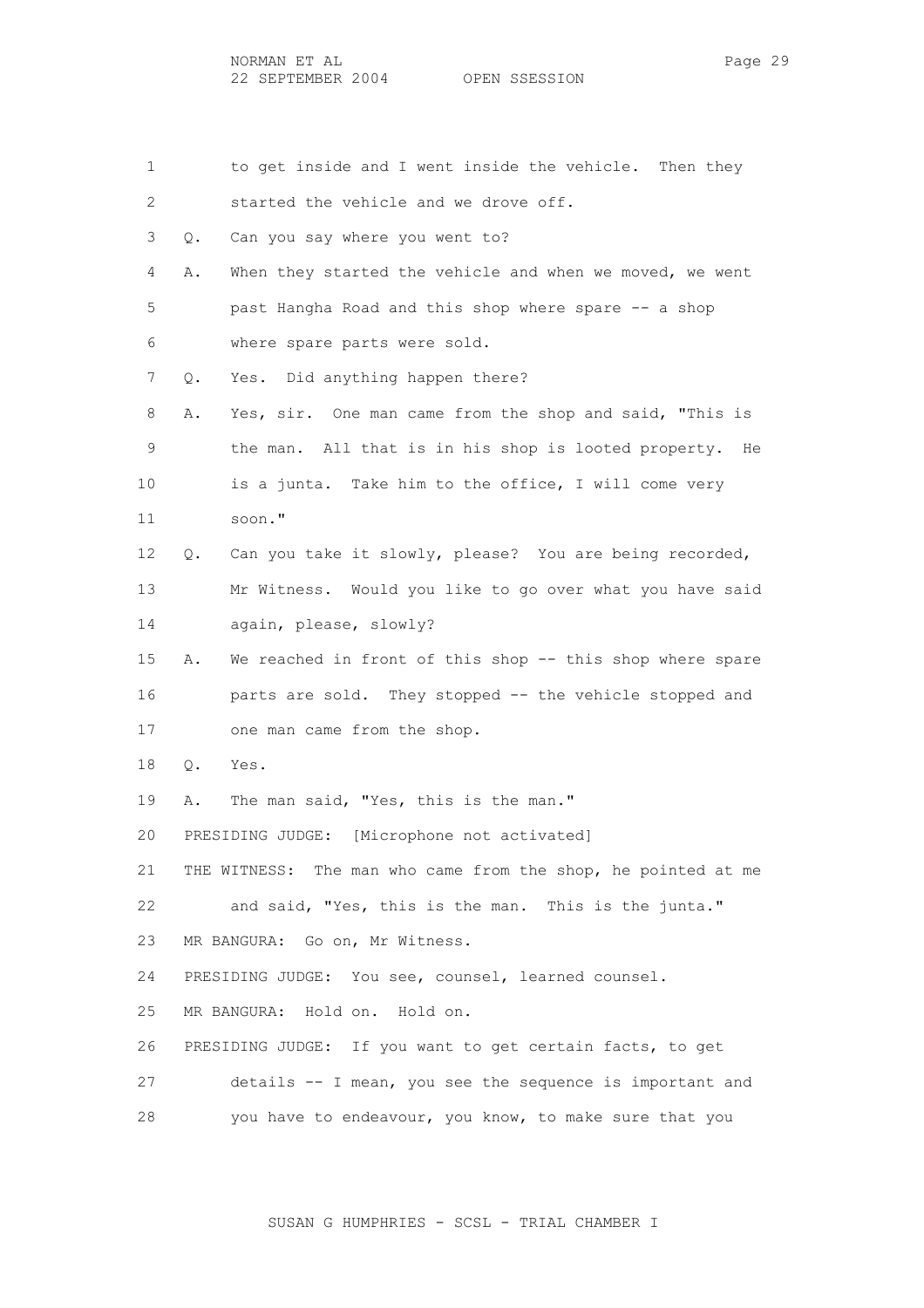1 to get inside and I went inside the vehicle. Then they
2 started the vehicle and we drove off.
3 Q. Can you say where you went to?
4 A. When they started the vehicle and when we moved, we went
5 past Hangha Road and this shop where spare -- a shop
6 where spare parts were sold.
7 Q. Yes. Did anything happen there?
8 A. Yes, sir. One man came from the shop and said, "This is
9 the man. All that is in his shop is looted property. He
10 is a junta. Take him to the office, I will come very
11 soon."
12 Q. Can you take it slowly, please? You are being recorded,
13 Mr Witness. Would you like to go over what you have said
14 again, please, slowly?
15 A. We reached in front of this shop -- this shop where spare
16 parts are sold. They stopped -- the vehicle stopped and
17 one man came from the shop.
18 Q. Yes.
19 A. The man said, "Yes, this is the man."
20 PRESIDING JUDGE: [Microphone not activated]
21 THE WITNESS: The man who came from the shop, he pointed at me
22 and said, "Yes, this is the man. This is the junta."
23 MR BANGURA: Go on, Mr Witness.
24 PRESIDING JUDGE: You see, counsel, learned counsel.
25 MR BANGURA: Hold on. Hold on.
26 PRESIDING JUDGE: If you want to get certain facts, to get
27 details -- I mean, you see the sequence is important and
28 you have to endeavour, you know, to make sure that you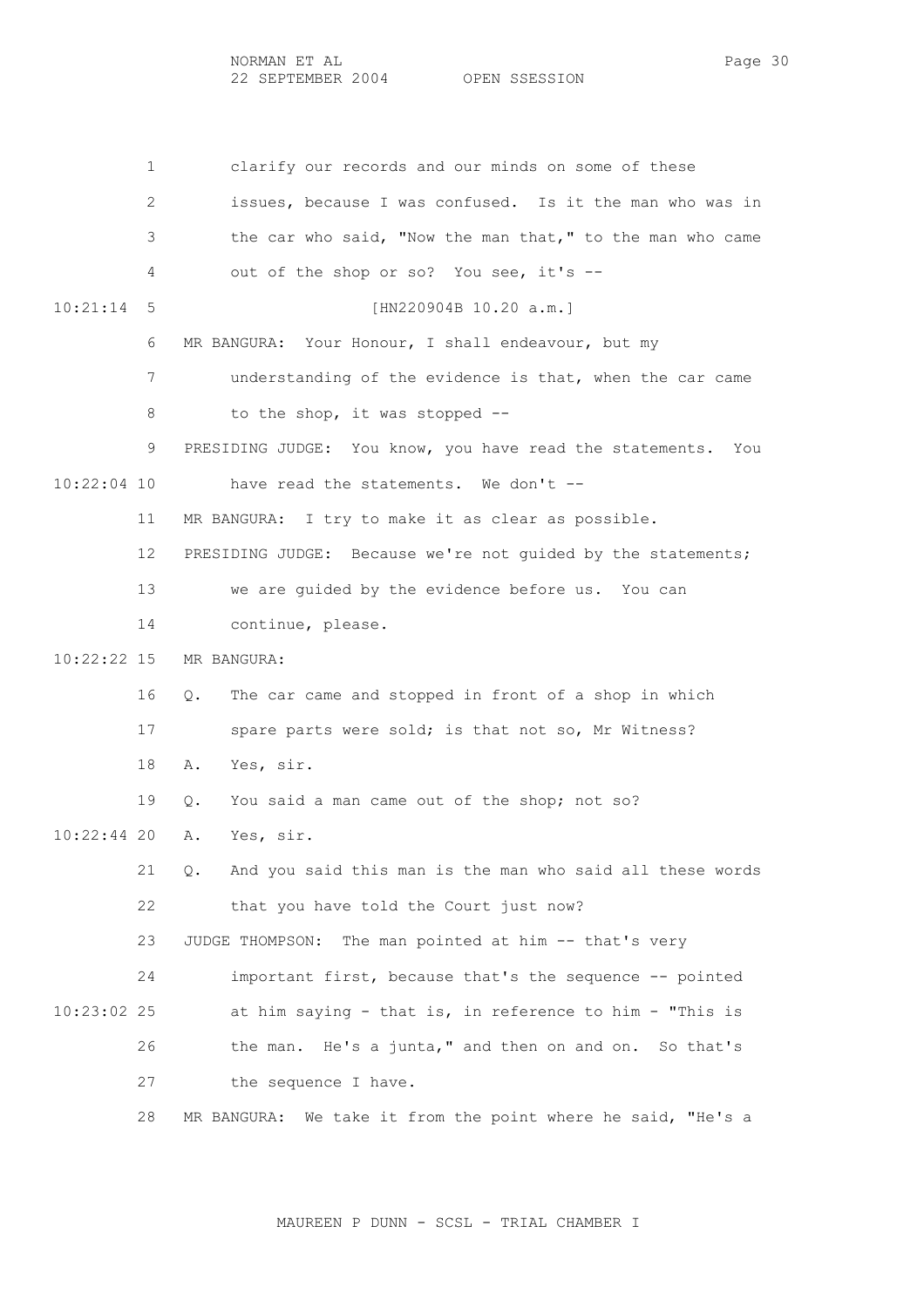1 clarify our records and our minds on some of these
2 issues, because I was confused. Is it the man who was in
3 the car who said, "Now the man that," to the man who came
4 out of the shop or so? You see, it's --
10:21:14 5 [HN220904B 10.20 a.m.]
6 MR BANGURA: Your Honour, I shall endeavour, but my
7 understanding of the evidence is that, when the car came
8 to the shop, it was stopped --
9 PRESIDING JUDGE: You know, you have read the statements. You
10:22:04 10 have read the statements. We don't --
11 MR BANGURA: I try to make it as clear as possible.
12 PRESIDING JUDGE: Because we're not guided by the statements;
13 we are guided by the evidence before us. You can
14 continue, please.
10:22:22 15 MR BANGURA:
16 Q. The car came and stopped in front of a shop in which
17 spare parts were sold; is that not so, Mr Witness?
18 A. Yes, sir.
19 Q. You said a man came out of the shop; not so?
10:22:44 20 A. Yes, sir.
21 Q. And you said this man is the man who said all these words
22 that you have told the Court just now?
23 JUDGE THOMPSON: The man pointed at him -- that's very
24 important first, because that's the sequence -- pointed
10:23:02 25 at him saying - that is, in reference to him - "This is
26 the man. He's a junta," and then on and on. So that's
27 the sequence I have.
28 MR BANGURA: We take it from the point where he said, "He's a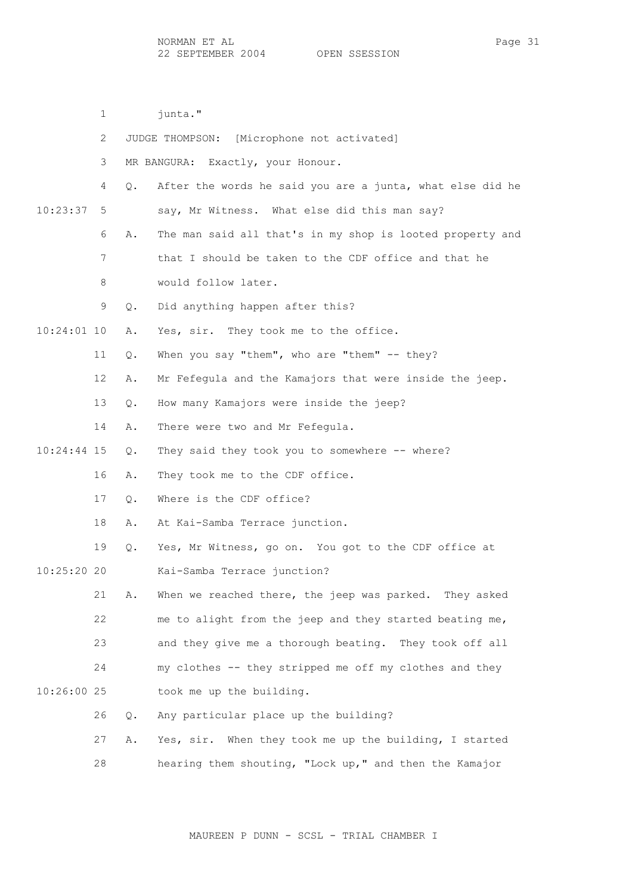1 junta."

2 JUDGE THOMPSON: [Microphone not activated]

3 MR BANGURA: Exactly, your Honour.

4 Q. After the words he said you are a junta, what else did he

10:23:37 5 say, Mr Witness. What else did this man say?

6 A. The man said all that's in my shop is looted property and

7 that I should be taken to the CDF office and that he

8 would follow later.

9 Q. Did anything happen after this?

10:24:01 10 A. Yes, sir. They took me to the office.

11 Q. When you say "them", who are "them" -- they?

12 A. Mr Fefegula and the Kamajors that were inside the jeep.

13 Q. How many Kamajors were inside the jeep?

14 A. There were two and Mr Fefegula.

10:24:44 15 Q. They said they took you to somewhere -- where?

16 A. They took me to the CDF office.

17 Q. Where is the CDF office?

18 A. At Kai-Samba Terrace junction.

19 Q. Yes, Mr Witness, go on. You got to the CDF office at

10:25:20 20 Kai-Samba Terrace junction?

21 A. When we reached there, the jeep was parked. They asked

22 me to alight from the jeep and they started beating me,

23 and they give me a thorough beating. They took off all

24 my clothes -- they stripped me off my clothes and they

10:26:00 25 took me up the building.

26 Q. Any particular place up the building?

27 A. Yes, sir. When they took me up the building, I started

28 hearing them shouting, "Lock up," and then the Kamajor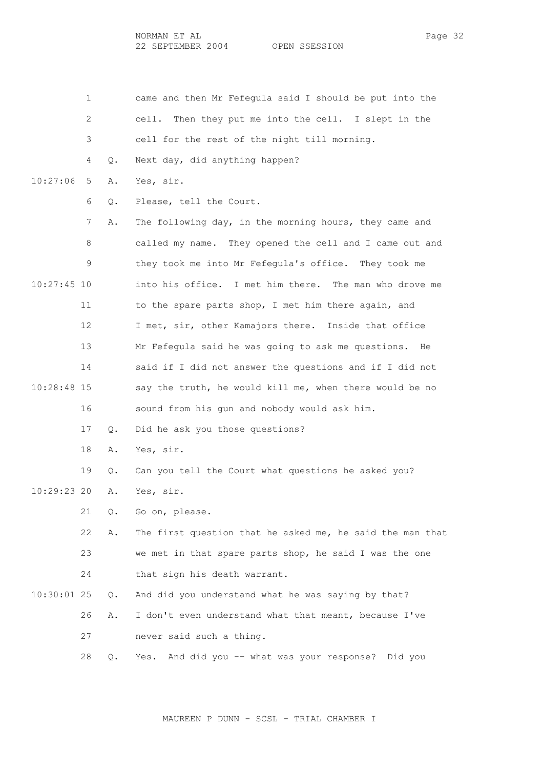1 came and then Mr Fefegula said I should be put into the
2 cell. Then they put me into the cell. I slept in the
3 cell for the rest of the night till morning.
4 Q. Next day, did anything happen?
10:27:06 5 A. Yes, sir.
6 Q. Please, tell the Court.
7 A. The following day, in the morning hours, they came and
8 called my name. They opened the cell and I came out and
9 they took me into Mr Fefegula's office. They took me
10:27:45 10 into his office. I met him there. The man who drove me
11 to the spare parts shop, I met him there again, and
12 I met, sir, other Kamajors there. Inside that office
13 Mr Fefegula said he was going to ask me questions. He
14 said if I did not answer the questions and if I did not
10:28:48 15 say the truth, he would kill me, when there would be no
16 sound from his gun and nobody would ask him.
17 Q. Did he ask you those questions?
18 A. Yes, sir.
19 Q. Can you tell the Court what questions he asked you?
10:29:23 20 A. Yes, sir.
21 Q. Go on, please.
22 A. The first question that he asked me, he said the man that
23 we met in that spare parts shop, he said I was the one
24 that sign his death warrant.
10:30:01 25 Q. And did you understand what he was saying by that?
26 A. I don't even understand what that meant, because I've
27 never said such a thing.
28 Q. Yes. And did you -- what was your response? Did you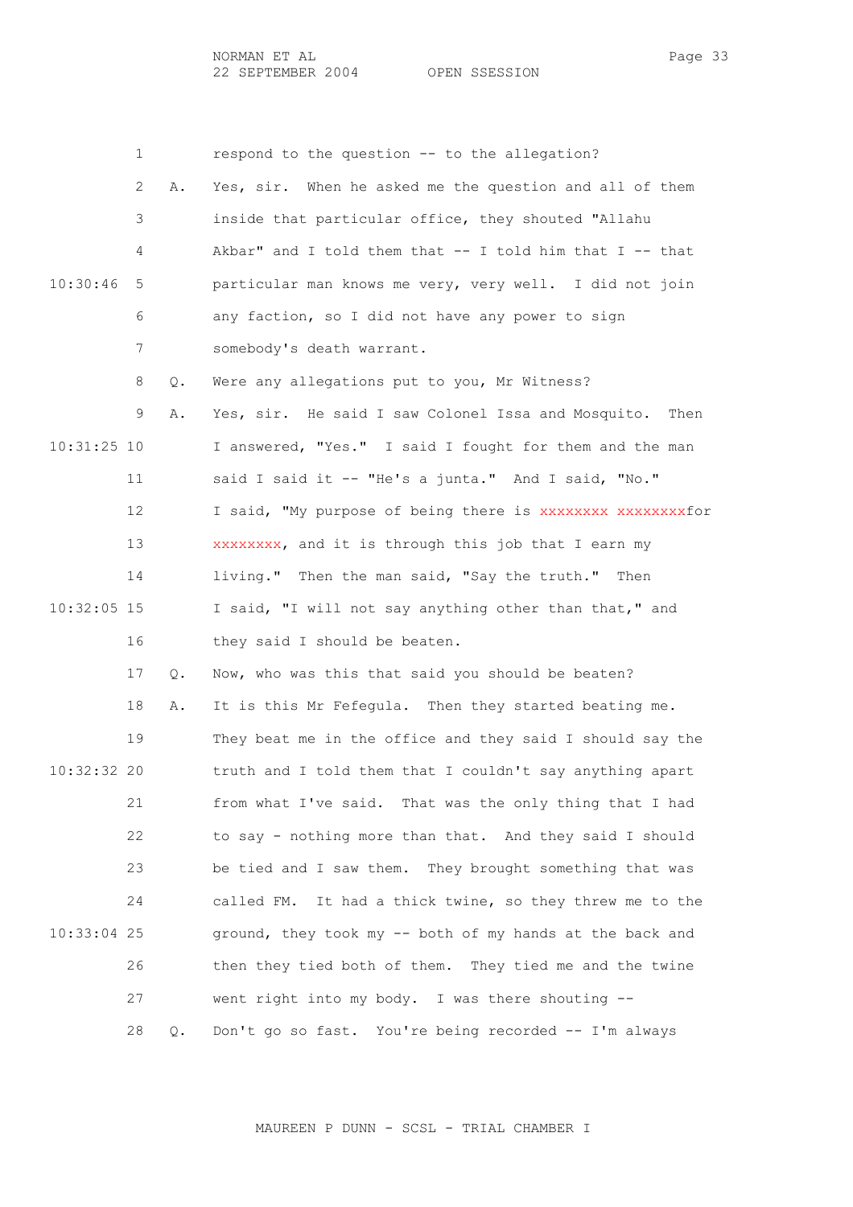1 respond to the question -- to the allegation?

2 A. Yes, sir. When he asked me the question and all of them

3 inside that particular office, they shouted "Allahu

4 Akbar" and I told them that -- I told him that I -- that

10:30:46 5 particular man knows me very, very well. I did not join

6 any faction, so I did not have any power to sign

7 somebody's death warrant.

8 Q. Were any allegations put to you, Mr Witness?

9 A. Yes, sir. He said I saw Colonel Issa and Mosquito. Then

10:31:25 10 I answered, "Yes." I said I fought for them and the man

11 said I said it -- "He's a junta." And I said, "No."

12 I said, "My purpose of being there is xxxxxxxx xxxxxxxxfor

13 xxxxxxxx, and it is through this job that I earn my

14 living." Then the man said, "Say the truth." Then

10:32:05 15 I said, "I will not say anything other than that," and

16 they said I should be beaten.

17 Q. Now, who was this that said you should be beaten?

18 A. It is this Mr Fefegula. Then they started beating me.

19 They beat me in the office and they said I should say the

10:32:32 20 truth and I told them that I couldn't say anything apart

21 from what I've said. That was the only thing that I had

22 to say - nothing more than that. And they said I should

23 be tied and I saw them. They brought something that was

24 called FM. It had a thick twine, so they threw me to the

10:33:04 25 ground, they took my -- both of my hands at the back and

26 then they tied both of them. They tied me and the twine

27 went right into my body. I was there shouting --

28 Q. Don't go so fast. You're being recorded -- I'm always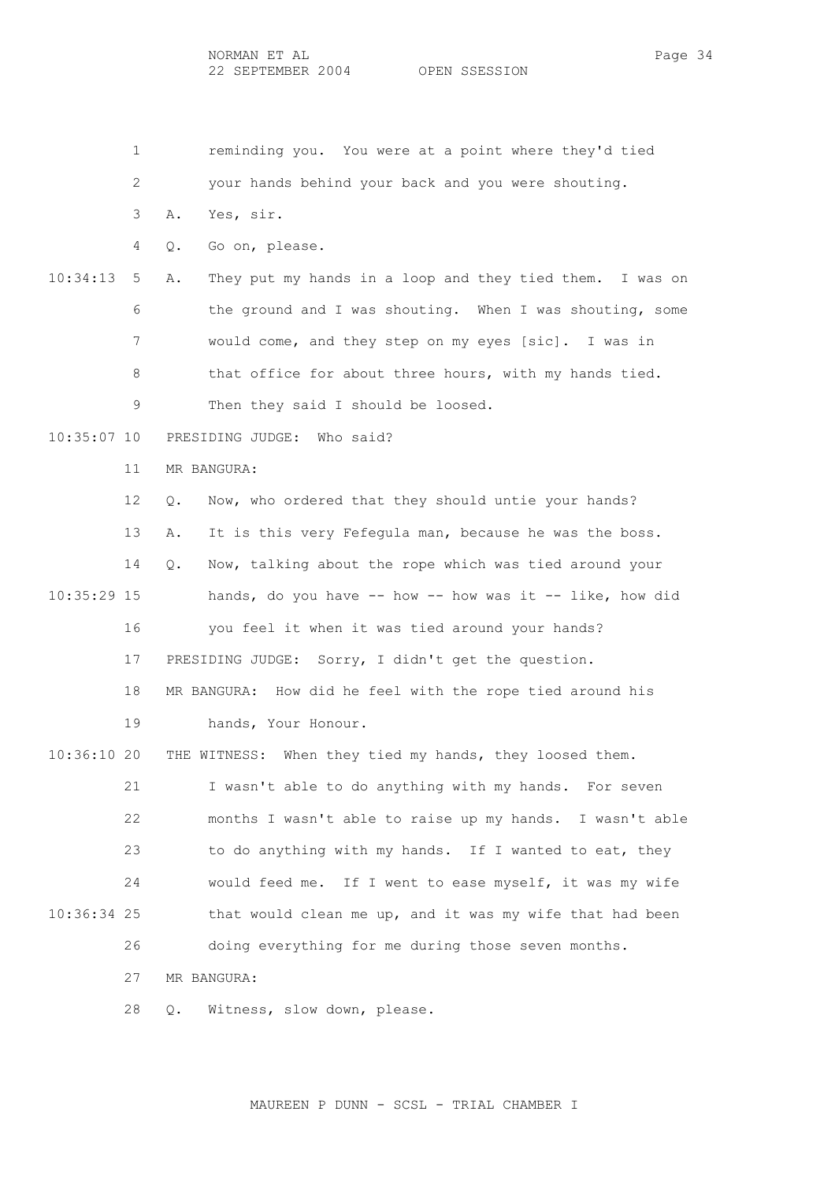1 reminding you. You were at a point where they'd tied
2 your hands behind your back and you were shouting.
3 A. Yes, sir.
4 Q. Go on, please.
10:34:13 5 A. They put my hands in a loop and they tied them. I was on
6 the ground and I was shouting. When I was shouting, some
7 would come, and they step on my eyes [sic]. I was in
8 that office for about three hours, with my hands tied.
9 Then they said I should be loosed.
10:35:07 10 PRESIDING JUDGE: Who said?
11 MR BANGURA:
12 Q. Now, who ordered that they should untie your hands?
13 A. It is this very Fefegula man, because he was the boss.
14 Q. Now, talking about the rope which was tied around your
10:35:29 15 hands, do you have -- how -- how was it -- like, how did
16 you feel it when it was tied around your hands?
17 PRESIDING JUDGE: Sorry, I didn't get the question.
18 MR BANGURA: How did he feel with the rope tied around his
19 hands, Your Honour.
10:36:10 20 THE WITNESS: When they tied my hands, they loosed them.
21 I wasn't able to do anything with my hands. For seven
22 months I wasn't able to raise up my hands. I wasn't able
23 to do anything with my hands. If I wanted to eat, they
24 would feed me. If I went to ease myself, it was my wife
10:36:34 25 that would clean me up, and it was my wife that had been
26 doing everything for me during those seven months.
27 MR BANGURA:
28 Q. Witness, slow down, please.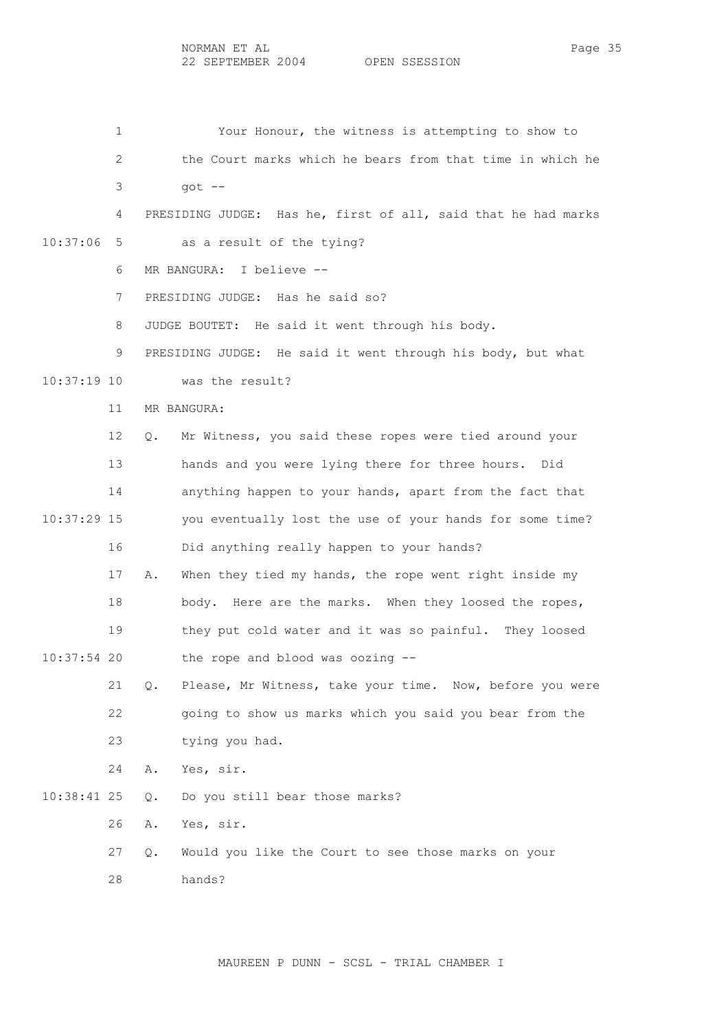Your Honour, the witness is attempting to show to the Court marks which he bears from that time in which he got --

PRESIDING JUDGE: Has he, first of all, said that he had marks as a result of the tying?

MR BANGURA: I believe --

PRESIDING JUDGE: Has he said so?

JUDGE BOUTET: He said it went through his body.

PRESIDING JUDGE: He said it went through his body, but what was the result?

MR BANGURA:

Q. Mr Witness, you said these ropes were tied around your hands and you were lying there for three hours. Did anything happen to your hands, apart from the fact that you eventually lost the use of your hands for some time? Did anything really happen to your hands?

A. When they tied my hands, the rope went right inside my body. Here are the marks. When they loosed the ropes, they put cold water and it was so painful. They loosed the rope and blood was oozing --

Q. Please, Mr Witness, take your time. Now, before you were going to show us marks which you said you bear from the tying you had.

A. Yes, sir.

Q. Do you still bear those marks?

A. Yes, sir.

Q. Would you like the Court to see those marks on your hands?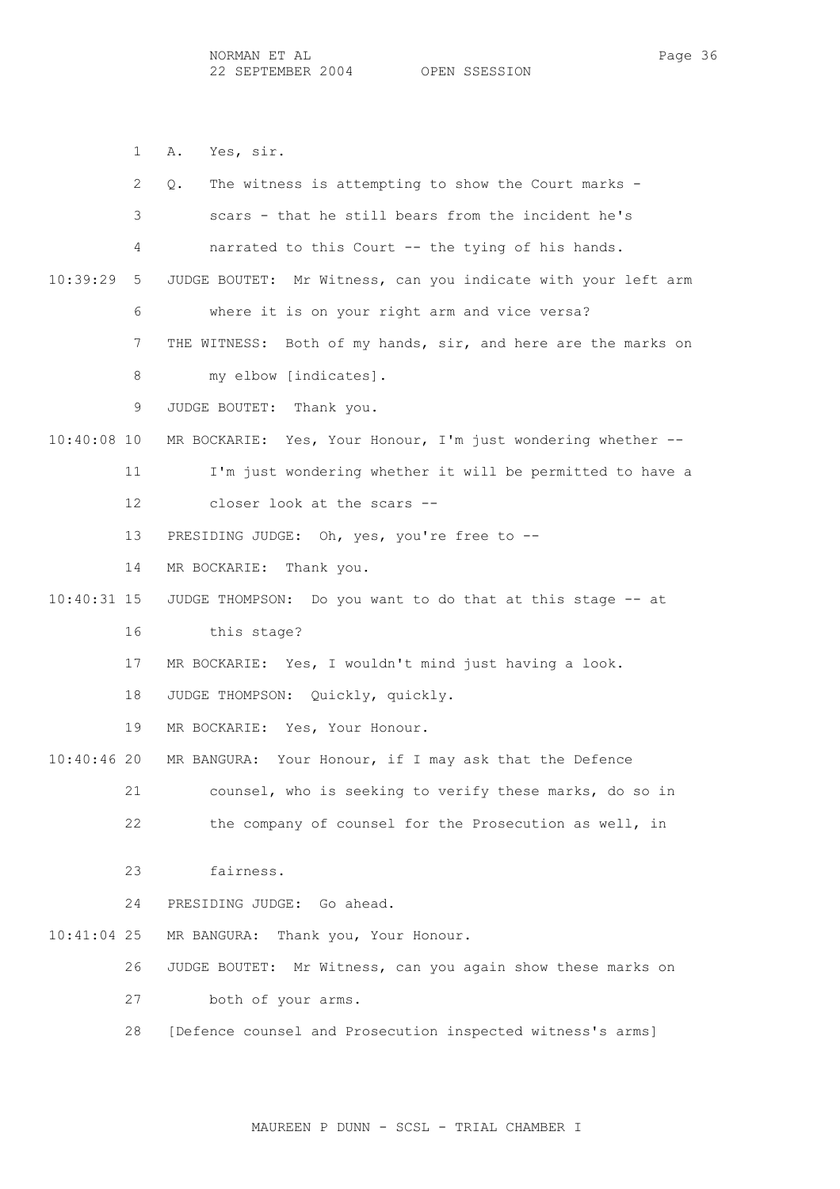1 A. Yes, sir.

2 Q. The witness is attempting to show the Court marks -

3 scars - that he still bears from the incident he's

4 narrated to this Court -- the tying of his hands.

10:39:29 5 JUDGE BOUTET: Mr Witness, can you indicate with your left arm

6 where it is on your right arm and vice versa?

7 THE WITNESS: Both of my hands, sir, and here are the marks on

8 my elbow [indicates].

9 JUDGE BOUTET: Thank you.

10:40:08 10 MR BOCKARIE: Yes, Your Honour, I'm just wondering whether --

11 I'm just wondering whether it will be permitted to have a

12 closer look at the scars --

13 PRESIDING JUDGE: Oh, yes, you're free to --

14 MR BOCKARIE: Thank you.

10:40:31 15 JUDGE THOMPSON: Do you want to do that at this stage -- at

16 this stage?

17 MR BOCKARIE: Yes, I wouldn't mind just having a look.

18 JUDGE THOMPSON: Quickly, quickly.

19 MR BOCKARIE: Yes, Your Honour.

10:40:46 20 MR BANGURA: Your Honour, if I may ask that the Defence

21 counsel, who is seeking to verify these marks, do so in

22 the company of counsel for the Prosecution as well, in

23 fairness.

24 PRESIDING JUDGE: Go ahead.

10:41:04 25 MR BANGURA: Thank you, Your Honour.

26 JUDGE BOUTET: Mr Witness, can you again show these marks on

27 both of your arms.

28 [Defence counsel and Prosecution inspected witness's arms]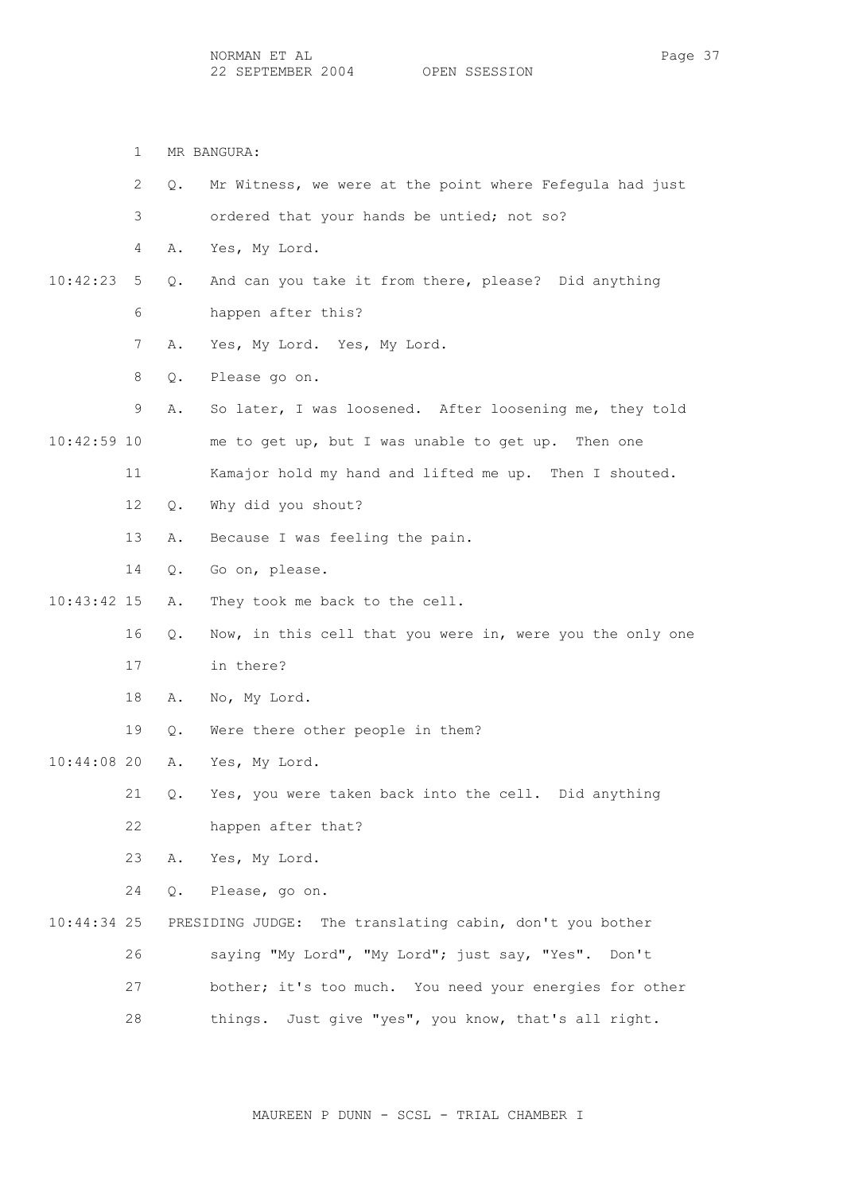MR BANGURA:

Q. Mr Witness, we were at the point where Fefegula had just ordered that your hands be untied; not so?

A. Yes, My Lord.

Q. And can you take it from there, please? Did anything happen after this?

A. Yes, My Lord. Yes, My Lord.

Q. Please go on.

A. So later, I was loosened. After loosening me, they told me to get up, but I was unable to get up. Then one Kamajor hold my hand and lifted me up. Then I shouted.

Q. Why did you shout?

A. Because I was feeling the pain.

Q. Go on, please.

A. They took me back to the cell.

Q. Now, in this cell that you were in, were you the only one in there?

A. No, My Lord.

Q. Were there other people in them?

A. Yes, My Lord.

Q. Yes, you were taken back into the cell. Did anything happen after that?

A. Yes, My Lord.

Q. Please, go on.

PRESIDING JUDGE: The translating cabin, don't you bother saying "My Lord", "My Lord"; just say, "Yes". Don't bother; it's too much. You need your energies for other things. Just give "yes", you know, that's all right.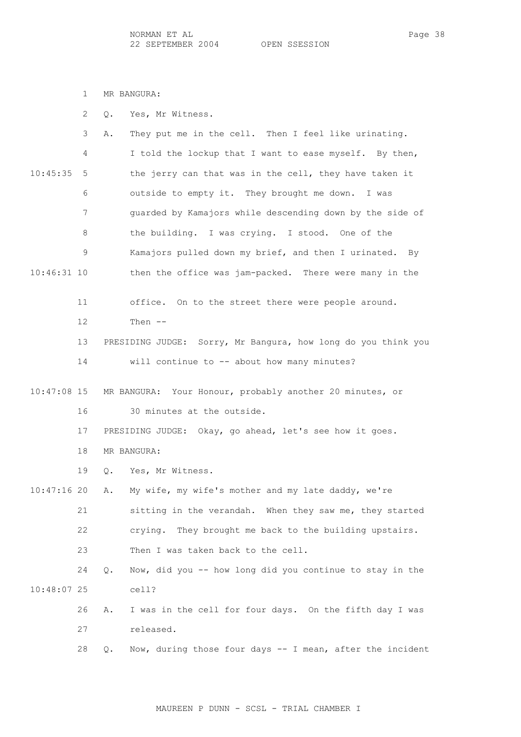MR BANGURA:

Q. Yes, Mr Witness.

A. They put me in the cell. Then I feel like urinating. I told the lockup that I want to ease myself. By then, the jerry can that was in the cell, they have taken it outside to empty it. They brought me down. I was guarded by Kamajors while descending down by the side of the building. I was crying. I stood. One of the Kamajors pulled down my brief, and then I urinated. By then the office was jam-packed. There were many in the office. On to the street there were people around. Then --

PRESIDING JUDGE: Sorry, Mr Bangura, how long do you think you will continue to -- about how many minutes?

MR BANGURA: Your Honour, probably another 20 minutes, or 30 minutes at the outside.

PRESIDING JUDGE: Okay, go ahead, let's see how it goes.

MR BANGURA:

Q. Yes, Mr Witness.

A. My wife, my wife's mother and my late daddy, we're sitting in the verandah. When they saw me, they started crying. They brought me back to the building upstairs. Then I was taken back to the cell.

Q. Now, did you -- how long did you continue to stay in the cell?

A. I was in the cell for four days. On the fifth day I was released.

Q. Now, during those four days -- I mean, after the incident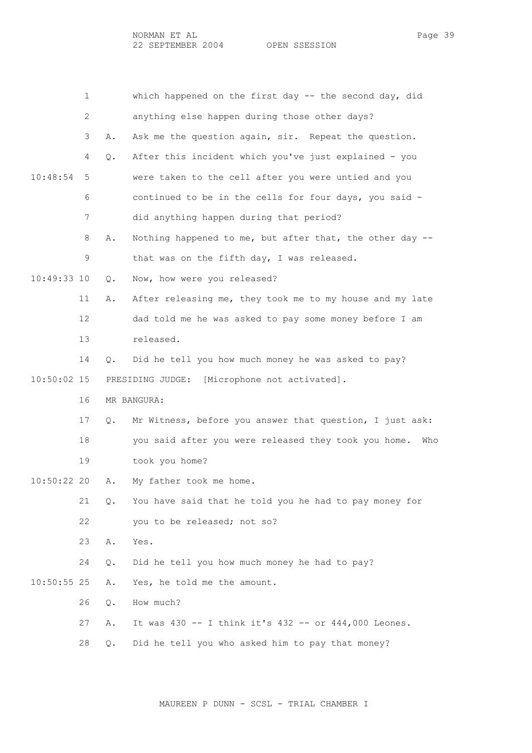1 which happened on the first day -- the second day, did

2 anything else happen during those other days?

3 A. Ask me the question again, sir. Repeat the question.

4 Q. After this incident which you've just explained - you

10:48:54 5 were taken to the cell after you were untied and you

6 continued to be in the cells for four days, you said -

7 did anything happen during that period?

8 A. Nothing happened to me, but after that, the other day --

9 that was on the fifth day, I was released.

10:49:33 10 Q. Now, how were you released?

11 A. After releasing me, they took me to my house and my late

12 dad told me he was asked to pay some money before I am

13 released.

14 Q. Did he tell you how much money he was asked to pay?

10:50:02 15 PRESIDING JUDGE: [Microphone not activated].

16 MR BANGURA:

17 Q. Mr Witness, before you answer that question, I just ask:

18 you said after you were released they took you home. Who

19 took you home?

10:50:22 20 A. My father took me home.

21 Q. You have said that he told you he had to pay money for

22 you to be released; not so?

23 A. Yes.

24 Q. Did he tell you how much money he had to pay?

10:50:55 25 A. Yes, he told me the amount.

26 Q. How much?

27 A. It was 430 -- I think it's 432 -- or 444,000 Leones.

28 Q. Did he tell you who asked him to pay that money?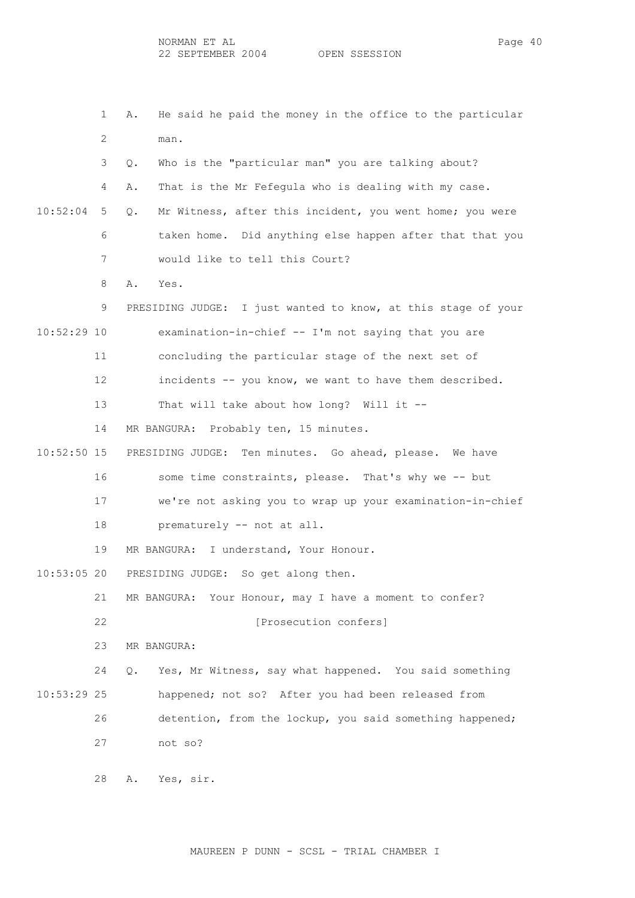A. He said he paid the money in the office to the particular man.

Q. Who is the "particular man" you are talking about?

A. That is the Mr Fefegula who is dealing with my case.

Q. Mr Witness, after this incident, you went home; you were taken home. Did anything else happen after that that you would like to tell this Court?

A. Yes.

PRESIDING JUDGE: I just wanted to know, at this stage of your examination-in-chief -- I'm not saying that you are concluding the particular stage of the next set of incidents -- you know, we want to have them described. That will take about how long? Will it --

MR BANGURA: Probably ten, 15 minutes.

PRESIDING JUDGE: Ten minutes. Go ahead, please. We have some time constraints, please. That's why we -- but we're not asking you to wrap up your examination-in-chief prematurely -- not at all.

MR BANGURA: I understand, Your Honour.

PRESIDING JUDGE: So get along then.

MR BANGURA: Your Honour, may I have a moment to confer?

[Prosecution confers]

MR BANGURA:

Q. Yes, Mr Witness, say what happened. You said something happened; not so? After you had been released from detention, from the lockup, you said something happened; not so?

A. Yes, sir.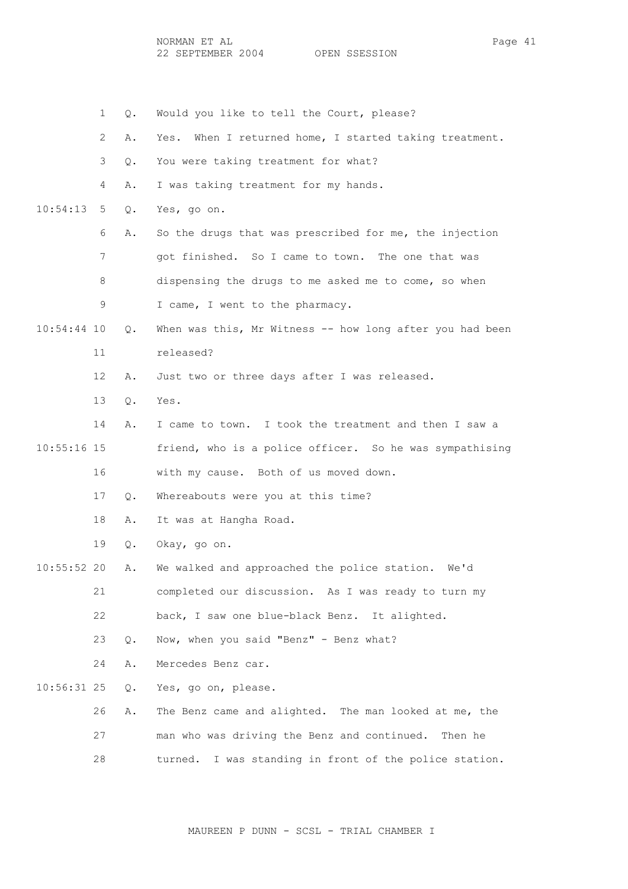1 Q. Would you like to tell the Court, please?

2 A. Yes. When I returned home, I started taking treatment.

3 Q. You were taking treatment for what?

4 A. I was taking treatment for my hands.

10:54:13 5 Q. Yes, go on.

6 A. So the drugs that was prescribed for me, the injection

7 got finished. So I came to town. The one that was

8 dispensing the drugs to me asked me to come, so when

9 I came, I went to the pharmacy.

10:54:44 10 Q. When was this, Mr Witness -- how long after you had been

11 released?

12 A. Just two or three days after I was released.

13 Q. Yes.

14 A. I came to town. I took the treatment and then I saw a

10:55:16 15 friend, who is a police officer. So he was sympathising

16 with my cause. Both of us moved down.

17 Q. Whereabouts were you at this time?

18 A. It was at Hangha Road.

19 Q. Okay, go on.

10:55:52 20 A. We walked and approached the police station. We'd

21 completed our discussion. As I was ready to turn my

22 back, I saw one blue-black Benz. It alighted.

23 Q. Now, when you said "Benz" - Benz what?

24 A. Mercedes Benz car.

10:56:31 25 Q. Yes, go on, please.

26 A. The Benz came and alighted. The man looked at me, the

27 man who was driving the Benz and continued. Then he

28 turned. I was standing in front of the police station.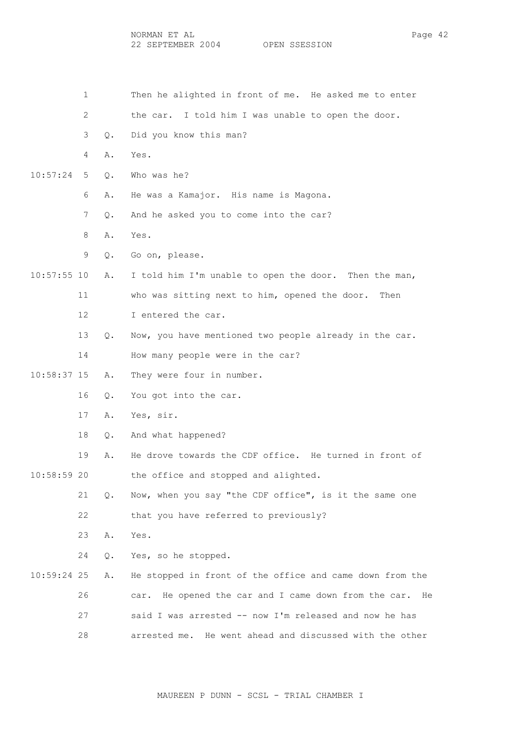1 Then he alighted in front of me. He asked me to enter

2 the car. I told him I was unable to open the door.

3 Q. Did you know this man?

4 A. Yes.

10:57:24 5 Q. Who was he?

6 A. He was a Kamajor. His name is Magona.

7 Q. And he asked you to come into the car?

8 A. Yes.

9 Q. Go on, please.

10:57:55 10 A. I told him I'm unable to open the door. Then the man,

11 who was sitting next to him, opened the door. Then

12 I entered the car.

13 Q. Now, you have mentioned two people already in the car.

14 How many people were in the car?

10:58:37 15 A. They were four in number.

16 Q. You got into the car.

17 A. Yes, sir.

18 Q. And what happened?

19 A. He drove towards the CDF office. He turned in front of

10:58:59 20 the office and stopped and alighted.

21 Q. Now, when you say "the CDF office", is it the same one

22 that you have referred to previously?

23 A. Yes.

24 Q. Yes, so he stopped.

10:59:24 25 A. He stopped in front of the office and came down from the

26 car. He opened the car and I came down from the car. He

27 said I was arrested -- now I'm released and now he has

28 arrested me. He went ahead and discussed with the other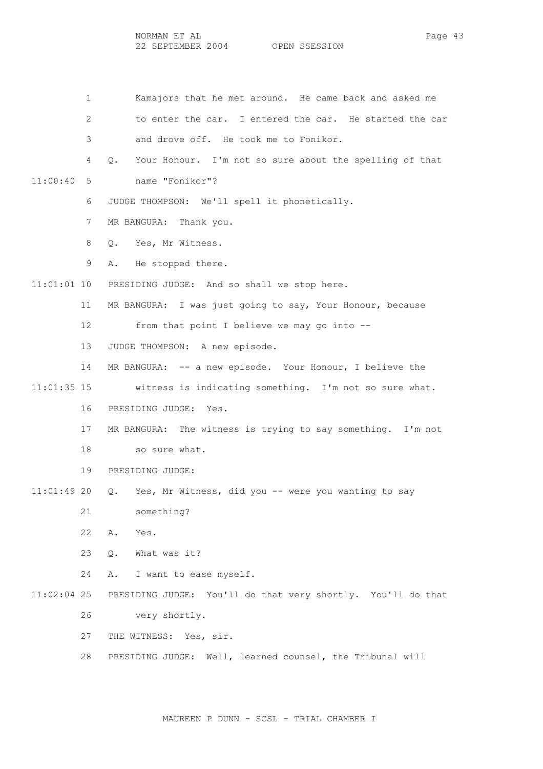1 Kamajors that he met around. He came back and asked me
2 to enter the car. I entered the car. He started the car
3 and drove off. He took me to Fonikor.
4 Q. Your Honour. I'm not so sure about the spelling of that
11:00:40 5 name "Fonikor"?
6 JUDGE THOMPSON: We'll spell it phonetically.
7 MR BANGURA: Thank you.
8 Q. Yes, Mr Witness.
9 A. He stopped there.
11:01:01 10 PRESIDING JUDGE: And so shall we stop here.
11 MR BANGURA: I was just going to say, Your Honour, because
12 from that point I believe we may go into --
13 JUDGE THOMPSON: A new episode.
14 MR BANGURA: -- a new episode. Your Honour, I believe the
11:01:35 15 witness is indicating something. I'm not so sure what.
16 PRESIDING JUDGE: Yes.
17 MR BANGURA: The witness is trying to say something. I'm not
18 so sure what.
19 PRESIDING JUDGE:
11:01:49 20 Q. Yes, Mr Witness, did you -- were you wanting to say
21 something?
22 A. Yes.
23 Q. What was it?
24 A. I want to ease myself.
11:02:04 25 PRESIDING JUDGE: You'll do that very shortly. You'll do that
26 very shortly.
27 THE WITNESS: Yes, sir.
28 PRESIDING JUDGE: Well, learned counsel, the Tribunal will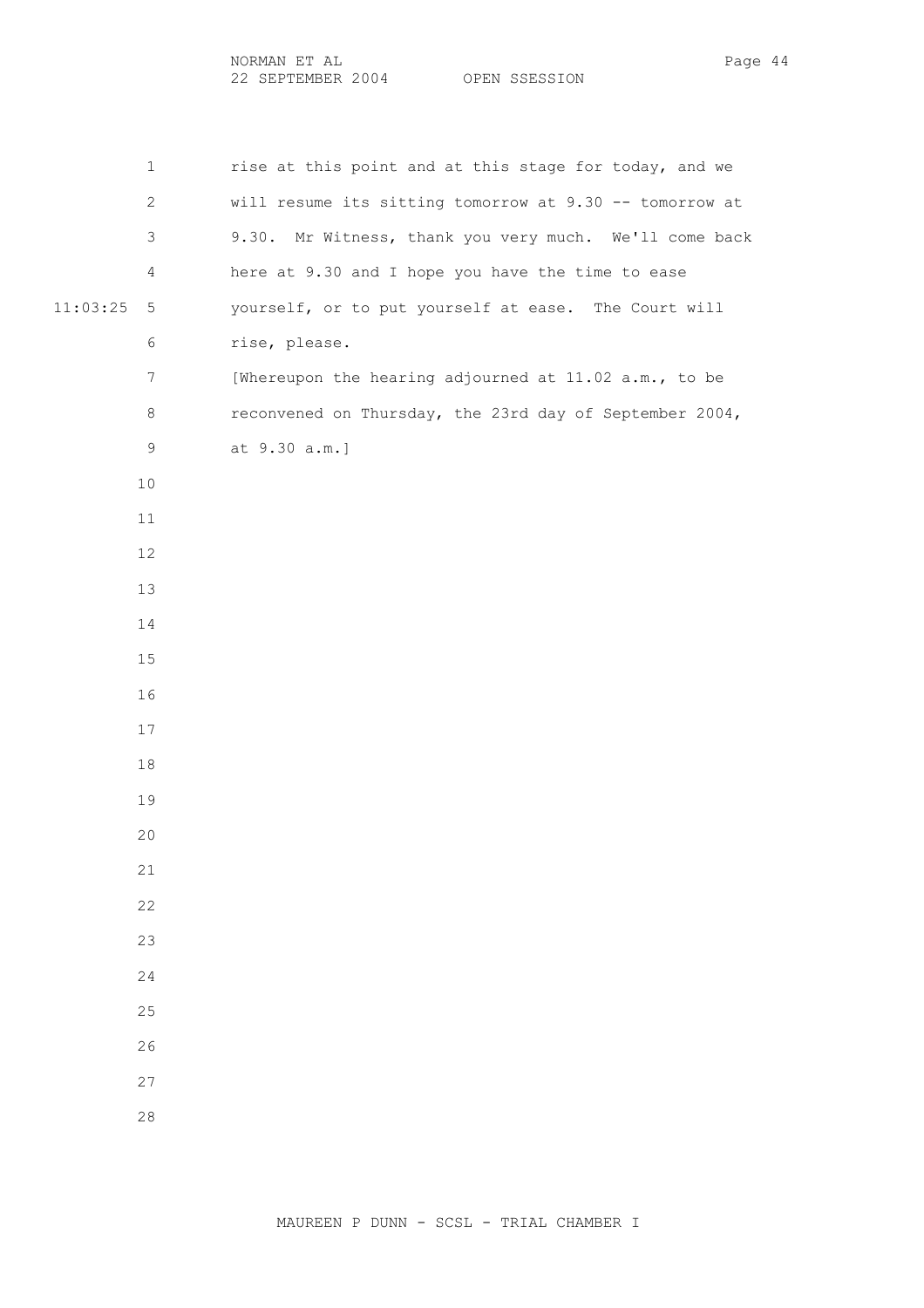rise at this point and at this stage for today, and we will resume its sitting tomorrow at 9.30 -- tomorrow at 9.30. Mr Witness, thank you very much. We'll come back here at 9.30 and I hope you have the time to ease yourself, or to put yourself at ease. The Court will rise, please.

[Whereupon the hearing adjourned at 11.02 a.m., to be reconvened on Thursday, the 23rd day of September 2004, at 9.30 a.m.]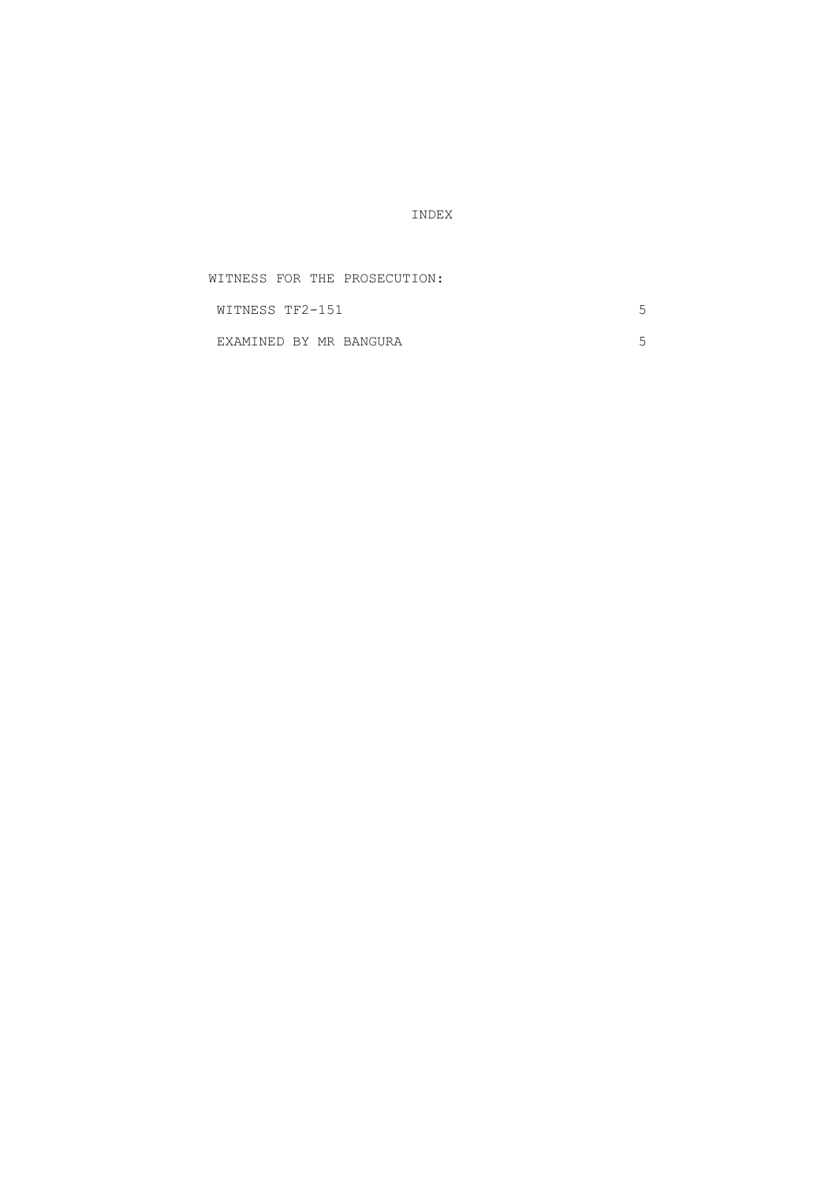# INDEX

WITNESS FOR THE PROSECUTION:

| | |
|---|---|
| WITNESS TF2-151 | 5 |
| EXAMINED BY MR BANGURA | 5 |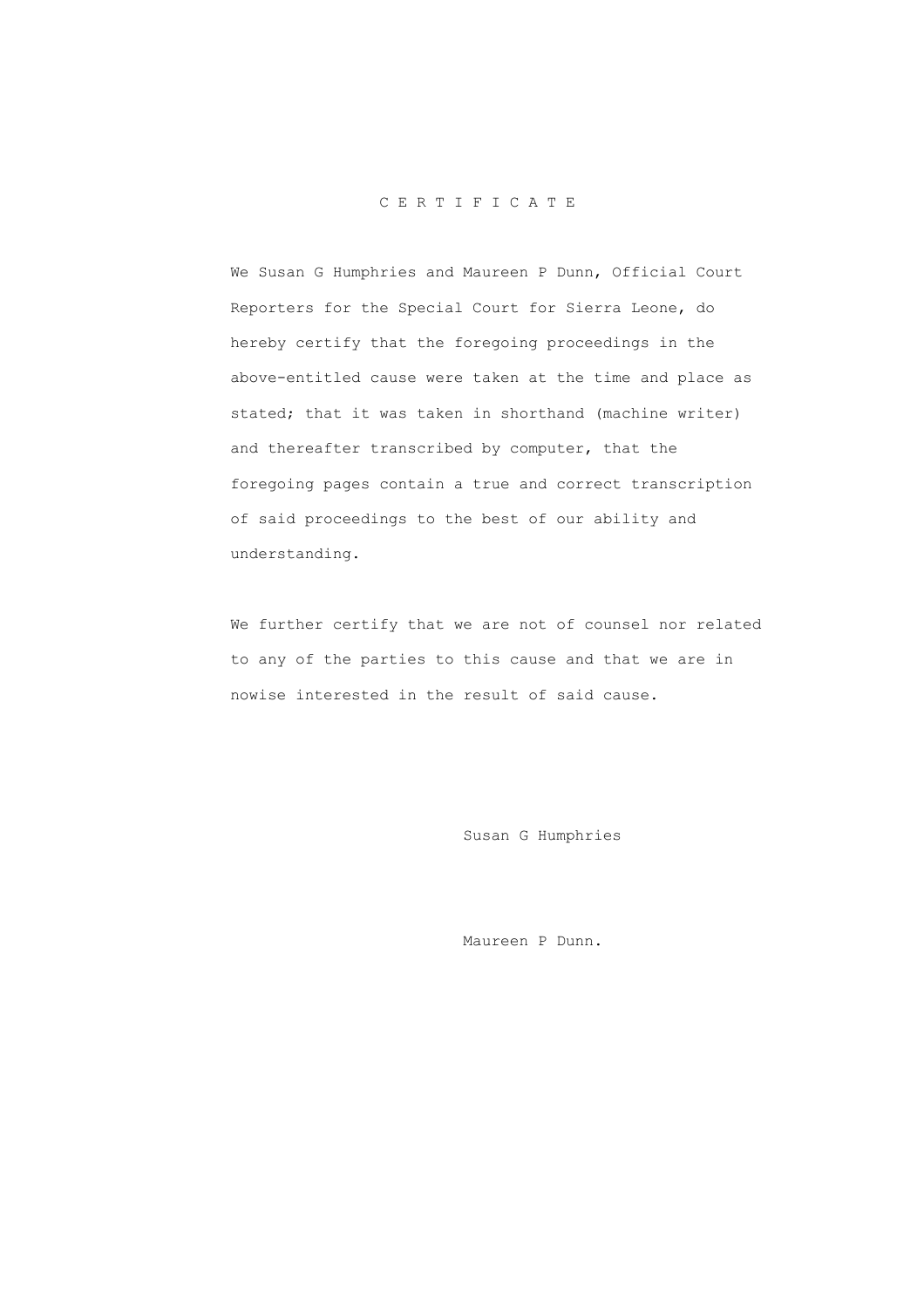# C E R T I F I C A T E

We Susan G Humphries and Maureen P Dunn, Official Court Reporters for the Special Court for Sierra Leone, do hereby certify that the foregoing proceedings in the above-entitled cause were taken at the time and place as stated; that it was taken in shorthand (machine writer) and thereafter transcribed by computer, that the foregoing pages contain a true and correct transcription of said proceedings to the best of our ability and understanding.

We further certify that we are not of counsel nor related to any of the parties to this cause and that we are in nowise interested in the result of said cause.

Susan G Humphries

Maureen P Dunn.